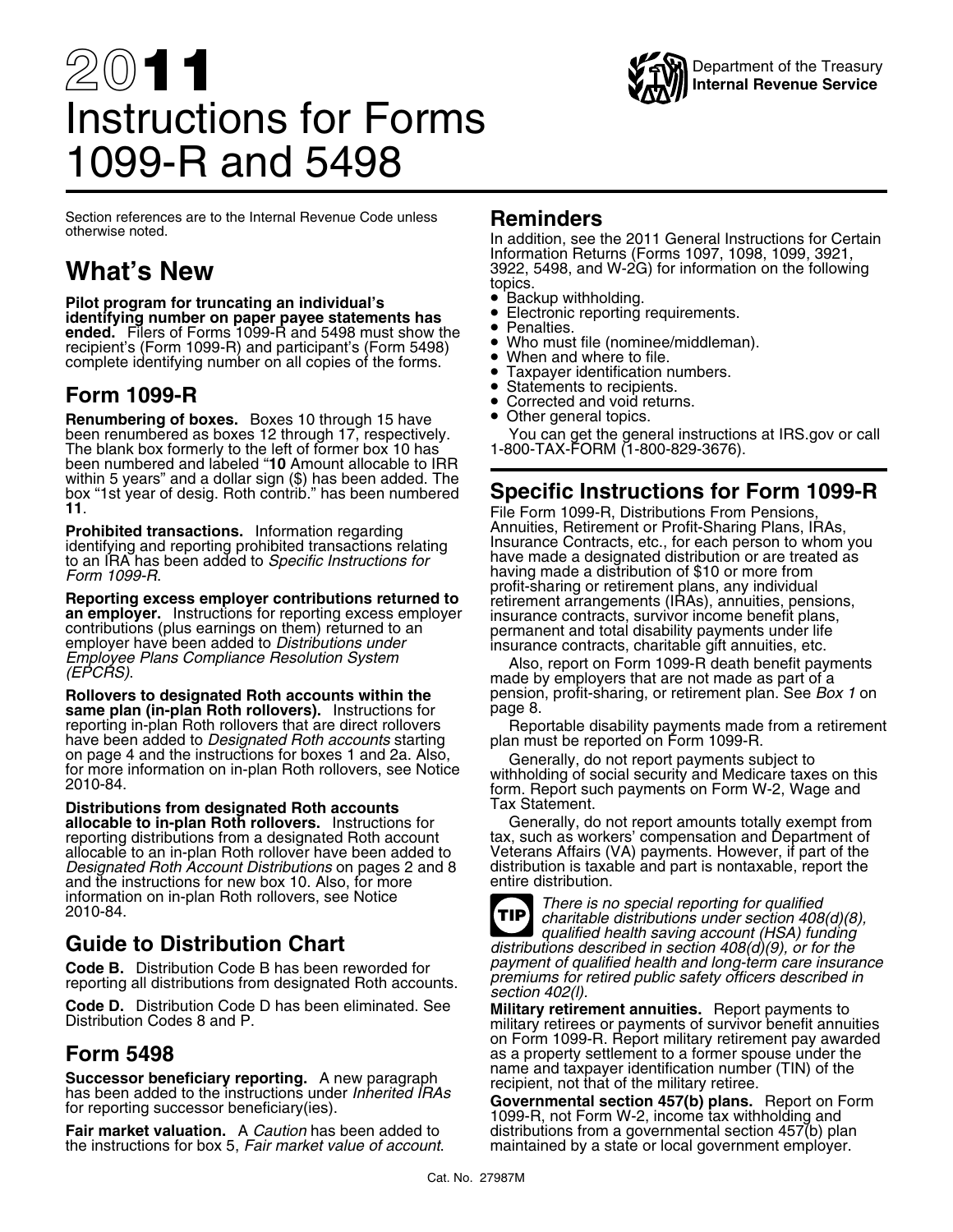# 2011 Instructions for Forms 1099-R and 5498

Department of the Treasury
Internal Revenue Service

Section references are to the Internal Revenue Code unless otherwise noted.

## What's New

**Pilot program for truncating an individual's identifying number on paper payee statements has ended.** Filers of Forms 1099-R and 5498 must show the recipient's (Form 1099-R) and participant's (Form 5498) complete identifying number on all copies of the forms.

## Form 1099-R

**Renumbering of boxes.** Boxes 10 through 15 have been renumbered as boxes 12 through 17, respectively. The blank box formerly to the left of former box 10 has been numbered and labeled "**10** Amount allocable to IRR within 5 years" and a dollar sign ($) has been added. The box "1st year of desig. Roth contrib." has been numbered **11**.

**Prohibited transactions.** Information regarding identifying and reporting prohibited transactions relating to an IRA has been added to *Specific Instructions for Form 1099-R*.

**Reporting excess employer contributions returned to an employer.** Instructions for reporting excess employer contributions (plus earnings on them) returned to an employer have been added to *Distributions under Employee Plans Compliance Resolution System (EPCRS)*.

**Rollovers to designated Roth accounts within the same plan (in-plan Roth rollovers).** Instructions for reporting in-plan Roth rollovers that are direct rollovers have been added to *Designated Roth accounts* starting on page 4 and the instructions for boxes 1 and 2a. Also, for more information on in-plan Roth rollovers, see Notice 2010-84.

**Distributions from designated Roth accounts allocable to in-plan Roth rollovers.** Instructions for reporting distributions from a designated Roth account allocable to an in-plan Roth rollover have been added to *Designated Roth Account Distributions* on pages 2 and 8 and the instructions for new box 10. Also, for more information on in-plan Roth rollovers, see Notice 2010-84.

## Guide to Distribution Chart

**Code B.** Distribution Code B has been reworded for reporting all distributions from designated Roth accounts.

**Code D.** Distribution Code D has been eliminated. See Distribution Codes 8 and P.

## Form 5498

**Successor beneficiary reporting.** A new paragraph has been added to the instructions under *Inherited IRAs* for reporting successor beneficiary(ies).

**Fair market valuation.** A *Caution* has been added to the instructions for box 5, *Fair market value of account*.

## Reminders

In addition, see the 2011 General Instructions for Certain Information Returns (Forms 1097, 1098, 1099, 3921, 3922, 5498, and W-2G) for information on the following topics.

- Backup withholding.
- Electronic reporting requirements.
- Penalties.
- Who must file (nominee/middleman).
- When and where to file.
- Taxpayer identification numbers.
- Statements to recipients.
- Corrected and void returns.
- Other general topics.

You can get the general instructions at IRS.gov or call 1-800-TAX-FORM (1-800-829-3676).

## Specific Instructions for Form 1099-R

File Form 1099-R, Distributions From Pensions, Annuities, Retirement or Profit-Sharing Plans, IRAs, Insurance Contracts, etc., for each person to whom you have made a designated distribution or are treated as having made a distribution of $10 or more from profit-sharing or retirement plans, any individual retirement arrangements (IRAs), annuities, pensions, insurance contracts, survivor income benefit plans, permanent and total disability payments under life insurance contracts, charitable gift annuities, etc.

Also, report on Form 1099-R death benefit payments made by employers that are not made as part of a pension, profit-sharing, or retirement plan. See *Box 1* on page 8.

Reportable disability payments made from a retirement plan must be reported on Form 1099-R.

Generally, do not report payments subject to withholding of social security and Medicare taxes on this form. Report such payments on Form W-2, Wage and Tax Statement.

Generally, do not report amounts totally exempt from tax, such as workers' compensation and Department of Veterans Affairs (VA) payments. However, if part of the distribution is taxable and part is nontaxable, report the entire distribution.

**TIP** *There is no special reporting for qualified charitable distributions under section 408(d)(8), qualified health saving account (HSA) funding distributions described in section 408(d)(9), or for the payment of qualified health and long-term care insurance premiums for retired public safety officers described in section 402(l).*

**Military retirement annuities.** Report payments to military retirees or payments of survivor benefit annuities on Form 1099-R. Report military retirement pay awarded as a property settlement to a former spouse under the name and taxpayer identification number (TIN) of the recipient, not that of the military retiree.

**Governmental section 457(b) plans.** Report on Form 1099-R, not Form W-2, income tax withholding and distributions from a governmental section 457(b) plan maintained by a state or local government employer.

Cat. No. 27987M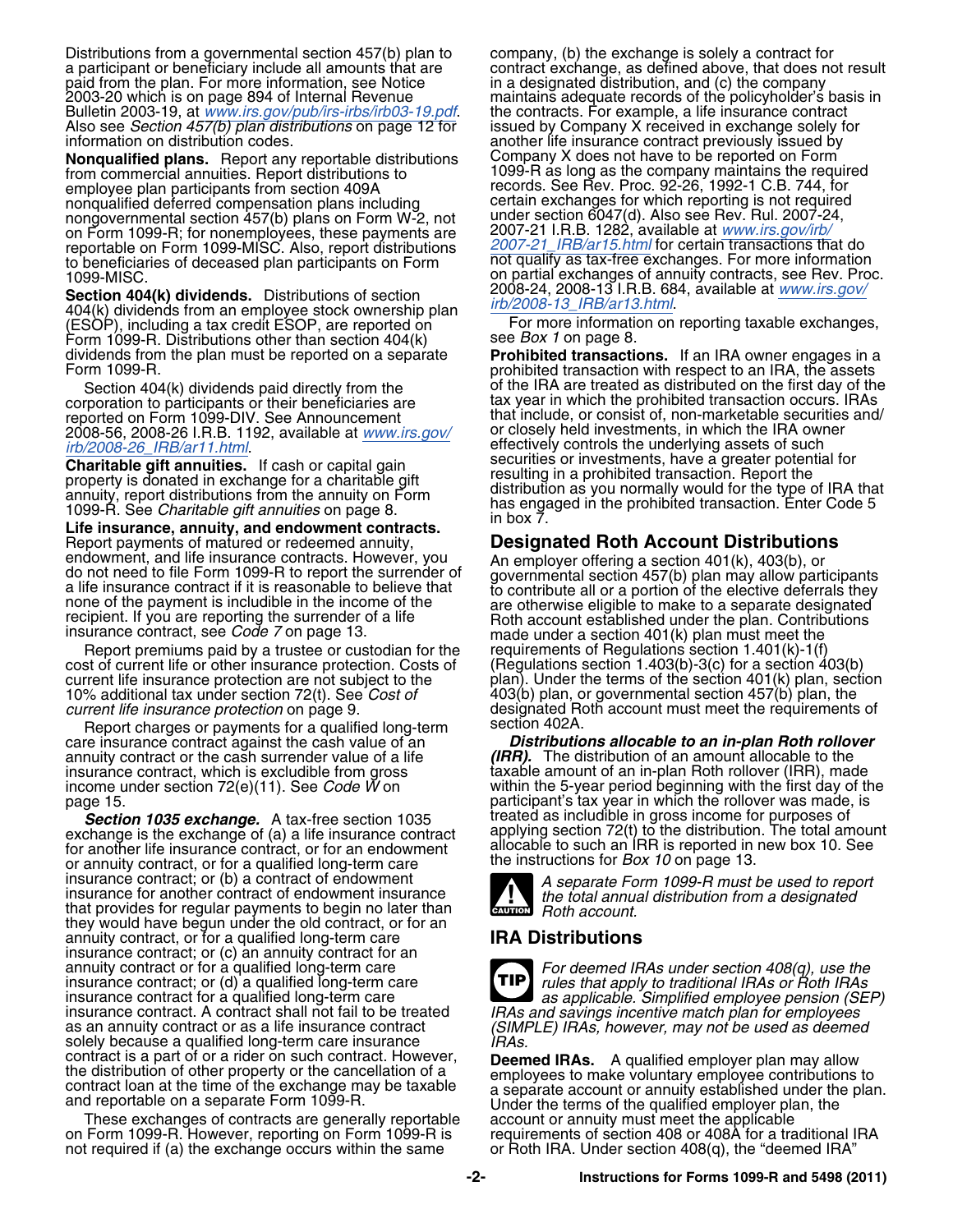Distributions from a governmental section 457(b) plan to a participant or beneficiary include all amounts that are paid from the plan. For more information, see Notice 2003-20 which is on page 894 of Internal Revenue Bulletin 2003-19, at www.irs.gov/pub/irs-irbs/irb03-19.pdf. Also see *Section 457(b) plan distributions* on page 12 for information on distribution codes.

**Nonqualified plans.** Report any reportable distributions from commercial annuities. Report distributions to employee plan participants from section 409A nonqualified deferred compensation plans including nongovernmental section 457(b) plans on Form W-2, not on Form 1099-R; for nonemployees, these payments are reportable on Form 1099-MISC. Also, report distributions to beneficiaries of deceased plan participants on Form 1099-MISC.

**Section 404(k) dividends.** Distributions of section 404(k) dividends from an employee stock ownership plan (ESOP), including a tax credit ESOP, are reported on Form 1099-R. Distributions other than section 404(k) dividends from the plan must be reported on a separate Form 1099-R.

Section 404(k) dividends paid directly from the corporation to participants or their beneficiaries are reported on Form 1099-DIV. See Announcement 2008-56, 2008-26 I.R.B. 1192, available at www.irs.gov/irb/2008-26_IRB/ar11.html.

**Charitable gift annuities.** If cash or capital gain property is donated in exchange for a charitable gift annuity, report distributions from the annuity on Form 1099-R. See *Charitable gift annuities* on page 8.

**Life insurance, annuity, and endowment contracts.** Report payments of matured or redeemed annuity, endowment, and life insurance contracts. However, you do not need to file Form 1099-R to report the surrender of a life insurance contract if it is reasonable to believe that none of the payment is includible in the income of the recipient. If you are reporting the surrender of a life insurance contract, see *Code 7* on page 13.

Report premiums paid by a trustee or custodian for the cost of current life or other insurance protection. Costs of current life insurance protection are not subject to the 10% additional tax under section 72(t). See *Cost of current life insurance protection* on page 9.

Report charges or payments for a qualified long-term care insurance contract against the cash value of an annuity contract or the cash surrender value of a life insurance contract, which is excludible from gross income under section 72(e)(11). See *Code W* on page 15.

***Section 1035 exchange.*** A tax-free section 1035 exchange is the exchange of (a) a life insurance contract for another life insurance contract, or for an endowment or annuity contract, or for a qualified long-term care insurance contract; or (b) a contract of endowment insurance for another contract of endowment insurance that provides for regular payments to begin no later than they would have begun under the old contract, or for an annuity contract, or for a qualified long-term care insurance contract; or (c) an annuity contract for an annuity contract or for a qualified long-term care insurance contract; or (d) a qualified long-term care insurance contract for a qualified long-term care insurance contract. A contract shall not fail to be treated as an annuity contract or as a life insurance contract solely because a qualified long-term care insurance contract is a part of or a rider on such contract. However, the distribution of other property or the cancellation of a contract loan at the time of the exchange may be taxable and reportable on a separate Form 1099-R.

These exchanges of contracts are generally reportable on Form 1099-R. However, reporting on Form 1099-R is not required if (a) the exchange occurs within the same company, (b) the exchange is solely a contract for contract exchange, as defined above, that does not result in a designated distribution, and (c) the company maintains adequate records of the policyholder's basis in the contracts. For example, a life insurance contract issued by Company X received in exchange solely for another life insurance contract previously issued by Company X does not have to be reported on Form 1099-R as long as the company maintains the required records. See Rev. Proc. 92-26, 1992-1 C.B. 744, for certain exchanges for which reporting is not required under section 6047(d). Also see Rev. Rul. 2007-24, 2007-21 I.R.B. 1282, available at www.irs.gov/irb/2007-21_IRB/ar15.html for certain transactions that do not qualify as tax-free exchanges. For more information on partial exchanges of annuity contracts, see Rev. Proc. 2008-24, 2008-13 I.R.B. 684, available at www.irs.gov/irb/2008-13_IRB/ar13.html.

For more information on reporting taxable exchanges, see *Box 1* on page 8.

**Prohibited transactions.** If an IRA owner engages in a prohibited transaction with respect to an IRA, the assets of the IRA are treated as distributed on the first day of the tax year in which the prohibited transaction occurs. IRAs that include, or consist of, non-marketable securities and/or closely held investments, in which the IRA owner effectively controls the underlying assets of such securities or investments, have a greater potential for resulting in a prohibited transaction. Report the distribution as you normally would for the type of IRA that has engaged in the prohibited transaction. Enter Code 5 in box 7.

## Designated Roth Account Distributions

An employer offering a section 401(k), 403(b), or governmental section 457(b) plan may allow participants to contribute all or a portion of the elective deferrals they are otherwise eligible to make to a separate designated Roth account established under the plan. Contributions made under a section 401(k) plan must meet the requirements of Regulations section 1.401(k)-1(f) (Regulations section 1.403(b)-3(c) for a section 403(b) plan). Under the terms of the section 401(k) plan, section 403(b) plan, or governmental section 457(b) plan, the designated Roth account must meet the requirements of section 402A.

***Distributions allocable to an in-plan Roth rollover (IRR).*** The distribution of an amount allocable to the taxable amount of an in-plan Roth rollover (IRR), made within the 5-year period beginning with the first day of the participant's tax year in which the rollover was made, is treated as includible in gross income for purposes of applying section 72(t) to the distribution. The total amount allocable to such an IRR is reported in new box 10. See the instructions for *Box 10* on page 13.

CAUTION: *A separate Form 1099-R must be used to report the total annual distribution from a designated Roth account.*

## IRA Distributions

TIP: *For deemed IRAs under section 408(q), use the rules that apply to traditional IRAs or Roth IRAs as applicable. Simplified employee pension (SEP) IRAs and savings incentive match plan for employees (SIMPLE) IRAs, however, may not be used as deemed IRAs.*

**Deemed IRAs.** A qualified employer plan may allow employees to make voluntary employee contributions to a separate account or annuity established under the plan. Under the terms of the qualified employer plan, the account or annuity must meet the applicable requirements of section 408 or 408A for a traditional IRA or Roth IRA. Under section 408(q), the "deemed IRA"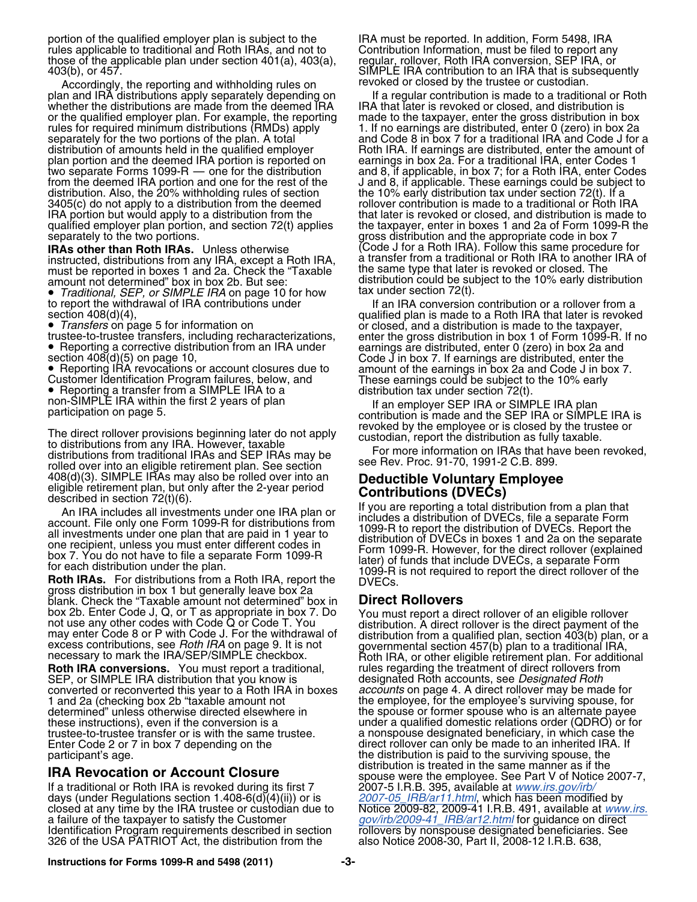portion of the qualified employer plan is subject to the rules applicable to traditional and Roth IRAs, and not to those of the applicable plan under section 401(a), 403(a), 403(b), or 457.

Accordingly, the reporting and withholding rules on plan and IRA distributions apply separately depending on whether the distributions are made from the deemed IRA or the qualified employer plan. For example, the reporting rules for required minimum distributions (RMDs) apply separately for the two portions of the plan. A total distribution of amounts held in the qualified employer plan portion and the deemed IRA portion is reported on two separate Forms 1099-R — one for the distribution from the deemed IRA portion and one for the rest of the distribution. Also, the 20% withholding rules of section 3405(c) do not apply to a distribution from the deemed IRA portion but would apply to a distribution from the qualified employer plan portion, and section 72(t) applies separately to the two portions.

**IRAs other than Roth IRAs.** Unless otherwise instructed, distributions from any IRA, except a Roth IRA, must be reported in boxes 1 and 2a. Check the "Taxable amount not determined" box in box 2b. But see:

- *Traditional, SEP, or SIMPLE IRA* on page 10 for how to report the withdrawal of IRA contributions under section 408(d)(4),
- *Transfers* on page 5 for information on trustee-to-trustee transfers, including recharacterizations,
- Reporting a corrective distribution from an IRA under section 408(d)(5) on page 10,
- Reporting IRA revocations or account closures due to Customer Identification Program failures, below, and
- Reporting a transfer from a SIMPLE IRA to a non-SIMPLE IRA within the first 2 years of plan participation on page 5.

The direct rollover provisions beginning later do not apply to distributions from any IRA. However, taxable distributions from traditional IRAs and SEP IRAs may be rolled over into an eligible retirement plan. See section 408(d)(3). SIMPLE IRAs may also be rolled over into an eligible retirement plan, but only after the 2-year period described in section 72(t)(6).

An IRA includes all investments under one IRA plan or account. File only one Form 1099-R for distributions from all investments under one plan that are paid in 1 year to one recipient, unless you must enter different codes in box 7. You do not have to file a separate Form 1099-R for each distribution under the plan.

**Roth IRAs.** For distributions from a Roth IRA, report the gross distribution in box 1 but generally leave box 2a blank. Check the "Taxable amount not determined" box in box 2b. Enter Code J, Q, or T as appropriate in box 7. Do not use any other codes with Code Q or Code T. You may enter Code 8 or P with Code J. For the withdrawal of excess contributions, see *Roth IRA* on page 9. It is not necessary to mark the IRA/SEP/SIMPLE checkbox.

**Roth IRA conversions.** You must report a traditional, SEP, or SIMPLE IRA distribution that you know is converted or reconverted this year to a Roth IRA in boxes 1 and 2a (checking box 2b "taxable amount not determined" unless otherwise directed elsewhere in these instructions), even if the conversion is a trustee-to-trustee transfer or is with the same trustee. Enter Code 2 or 7 in box 7 depending on the participant's age.

## IRA Revocation or Account Closure

If a traditional or Roth IRA is revoked during its first 7 days (under Regulations section 1.408-6(d)(4)(ii)) or is closed at any time by the IRA trustee or custodian due to a failure of the taxpayer to satisfy the Customer Identification Program requirements described in section 326 of the USA PATRIOT Act, the distribution from the IRA must be reported. In addition, Form 5498, IRA Contribution Information, must be filed to report any regular, rollover, Roth IRA conversion, SEP IRA, or SIMPLE IRA contribution to an IRA that is subsequently revoked or closed by the trustee or custodian.

If a regular contribution is made to a traditional or Roth IRA that later is revoked or closed, and distribution is made to the taxpayer, enter the gross distribution in box 1. If no earnings are distributed, enter 0 (zero) in box 2a and Code 8 in box 7 for a traditional IRA and Code J for a Roth IRA. If earnings are distributed, enter the amount of earnings in box 2a. For a traditional IRA, enter Codes 1 and 8, if applicable, in box 7; for a Roth IRA, enter Codes J and 8, if applicable. These earnings could be subject to the 10% early distribution tax under section 72(t). If a rollover contribution is made to a traditional or Roth IRA that later is revoked or closed, and distribution is made to the taxpayer, enter in boxes 1 and 2a of Form 1099-R the gross distribution and the appropriate code in box 7 (Code J for a Roth IRA). Follow this same procedure for a transfer from a traditional or Roth IRA to another IRA of the same type that later is revoked or closed. The distribution could be subject to the 10% early distribution tax under section 72(t).

If an IRA conversion contribution or a rollover from a qualified plan is made to a Roth IRA that later is revoked or closed, and a distribution is made to the taxpayer, enter the gross distribution in box 1 of Form 1099-R. If no earnings are distributed, enter 0 (zero) in box 2a and Code J in box 7. If earnings are distributed, enter the amount of the earnings in box 2a and Code J in box 7. These earnings could be subject to the 10% early distribution tax under section 72(t).

If an employer SEP IRA or SIMPLE IRA plan contribution is made and the SEP IRA or SIMPLE IRA is revoked by the employee or is closed by the trustee or custodian, report the distribution as fully taxable.

For more information on IRAs that have been revoked, see Rev. Proc. 91-70, 1991-2 C.B. 899.

## Deductible Voluntary Employee Contributions (DVECs)

If you are reporting a total distribution from a plan that includes a distribution of DVECs, file a separate Form 1099-R to report the distribution of DVECs. Report the distribution of DVECs in boxes 1 and 2a on the separate Form 1099-R. However, for the direct rollover (explained later) of funds that include DVECs, a separate Form 1099-R is not required to report the direct rollover of the DVECs.

## Direct Rollovers

You must report a direct rollover of an eligible rollover distribution. A direct rollover is the direct payment of the distribution from a qualified plan, section 403(b) plan, or a governmental section 457(b) plan to a traditional IRA, Roth IRA, or other eligible retirement plan. For additional rules regarding the treatment of direct rollovers from designated Roth accounts, see *Designated Roth accounts* on page 4. A direct rollover may be made for the employee, for the employee's surviving spouse, for the spouse or former spouse who is an alternate payee under a qualified domestic relations order (QDRO) or for a nonspouse designated beneficiary, in which case the direct rollover can only be made to an inherited IRA. If the distribution is paid to the surviving spouse, the distribution is treated in the same manner as if the spouse were the employee. See Part V of Notice 2007-7, 2007-5 I.R.B. 395, available at *www.irs.gov/irb/2007-05_IRB/ar11.html*, which has been modified by Notice 2009-82, 2009-41 I.R.B. 491, available at *www.irs.gov/irb/2009-41_IRB/ar12.html* for guidance on direct rollovers by nonspouse designated beneficiaries. See also Notice 2008-30, Part II, 2008-12 I.R.B. 638,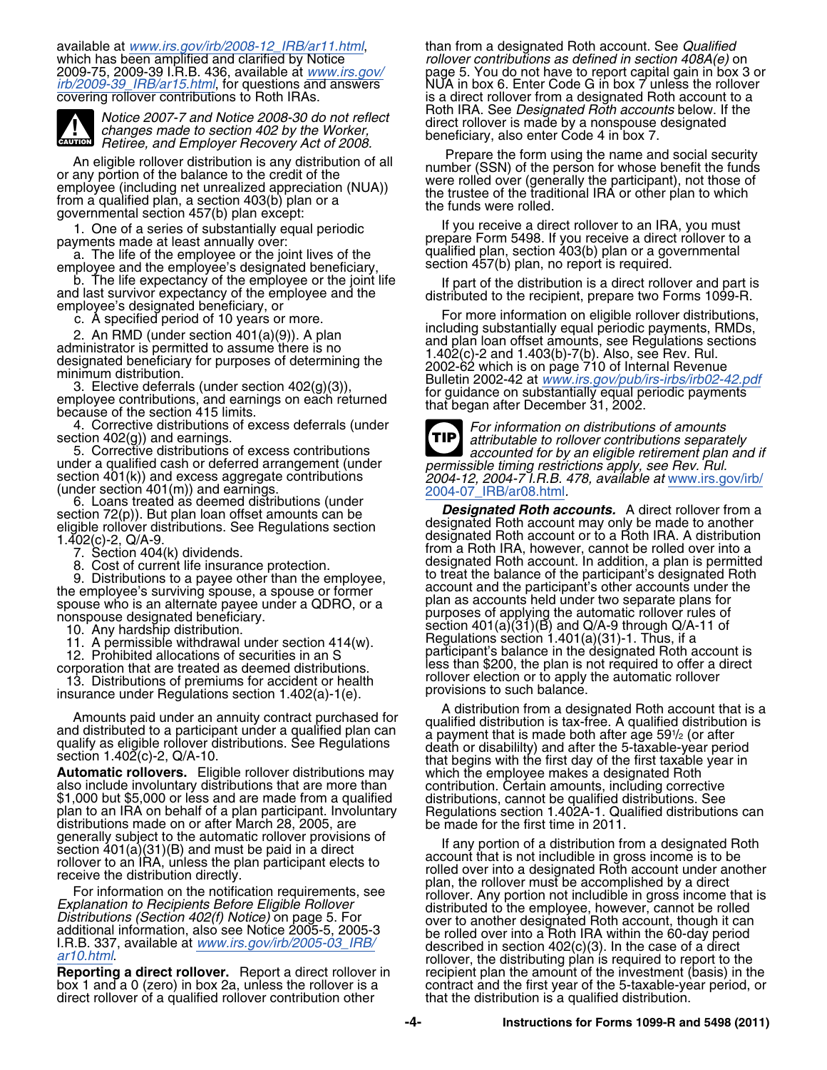available at *www.irs.gov/irb/2008-12_IRB/ar11.html*, which has been amplified and clarified by Notice 2009-75, 2009-39 I.R.B. 436, available at *www.irs.gov/irb/2009-39_IRB/ar15.html*, for questions and answers covering rollover contributions to Roth IRAs.

**CAUTION** *Notice 2007-7 and Notice 2008-30 do not reflect changes made to section 402 by the Worker, Retiree, and Employer Recovery Act of 2008.*

An eligible rollover distribution is any distribution of all or any portion of the balance to the credit of the employee (including net unrealized appreciation (NUA)) from a qualified plan, a section 403(b) plan or a governmental section 457(b) plan except:

1. One of a series of substantially equal periodic payments made at least annually over:
   a. The life of the employee or the joint lives of the employee and the employee's designated beneficiary,
   b. The life expectancy of the employee or the joint life and last survivor expectancy of the employee and the employee's designated beneficiary, or
   c. A specified period of 10 years or more.
2. An RMD (under section 401(a)(9)). A plan administrator is permitted to assume there is no designated beneficiary for purposes of determining the minimum distribution.
3. Elective deferrals (under section 402(g)(3)), employee contributions, and earnings on each returned because of the section 415 limits.
4. Corrective distributions of excess deferrals (under section 402(g)) and earnings.
5. Corrective distributions of excess contributions under a qualified cash or deferred arrangement (under section 401(k)) and excess aggregate contributions (under section 401(m)) and earnings.
6. Loans treated as deemed distributions (under section 72(p)). But plan loan offset amounts can be eligible rollover distributions. See Regulations section 1.402(c)-2, Q/A-9.
7. Section 404(k) dividends.
8. Cost of current life insurance protection.
9. Distributions to a payee other than the employee, the employee's surviving spouse, a spouse or former spouse who is an alternate payee under a QDRO, or a nonspouse designated beneficiary.
10. Any hardship distribution.
11. A permissible withdrawal under section 414(w).
12. Prohibited allocations of securities in an S corporation that are treated as deemed distributions.
13. Distributions of premiums for accident or health insurance under Regulations section 1.402(a)-1(e).

Amounts paid under an annuity contract purchased for and distributed to a participant under a qualified plan can qualify as eligible rollover distributions. See Regulations section 1.402(c)-2, Q/A-10.

**Automatic rollovers.** Eligible rollover distributions may also include involuntary distributions that are more than $1,000 but $5,000 or less and are made from a qualified plan to an IRA on behalf of a plan participant. Involuntary distributions made on or after March 28, 2005, are generally subject to the automatic rollover provisions of section 401(a)(31)(B) and must be paid in a direct rollover to an IRA, unless the plan participant elects to receive the distribution directly.

For information on the notification requirements, see *Explanation to Recipients Before Eligible Rollover Distributions (Section 402(f) Notice)* on page 5. For additional information, also see Notice 2005-5, 2005-3 I.R.B. 337, available at *www.irs.gov/irb/2005-03_IRB/ar10.html*.

**Reporting a direct rollover.** Report a direct rollover in box 1 and a 0 (zero) in box 2a, unless the rollover is a direct rollover of a qualified rollover contribution other than from a designated Roth account. See *Qualified rollover contributions as defined in section 408A(e)* on page 5. You do not have to report capital gain in box 3 or NUA in box 6. Enter Code G in box 7 unless the rollover is a direct rollover from a designated Roth account to a Roth IRA. See *Designated Roth accounts* below. If the direct rollover is made by a nonspouse designated beneficiary, also enter Code 4 in box 7.

Prepare the form using the name and social security number (SSN) of the person for whose benefit the funds were rolled over (generally the participant), not those of the trustee of the traditional IRA or other plan to which the funds were rolled.

If you receive a direct rollover to an IRA, you must prepare Form 5498. If you receive a direct rollover to a qualified plan, section 403(b) plan or a governmental section 457(b) plan, no report is required.

If part of the distribution is a direct rollover and part is distributed to the recipient, prepare two Forms 1099-R.

For more information on eligible rollover distributions, including substantially equal periodic payments, RMDs, and plan loan offset amounts, see Regulations sections 1.402(c)-2 and 1.403(b)-7(b). Also, see Rev. Rul. 2002-62 which is on page 710 of Internal Revenue Bulletin 2002-42 at *www.irs.gov/pub/irs-irbs/irb02-42.pdf* for guidance on substantially equal periodic payments that began after December 31, 2002.

**TIP** *For information on distributions of amounts attributable to rollover contributions separately accounted for by an eligible retirement plan and if permissible timing restrictions apply, see Rev. Rul. 2004-12, 2004-7 I.R.B. 478, available at* www.irs.gov/irb/2004-07_IRB/ar08.html.

***Designated Roth accounts.*** A direct rollover from a designated Roth account may only be made to another designated Roth account or to a Roth IRA. A distribution from a Roth IRA, however, cannot be rolled over into a designated Roth account. In addition, a plan is permitted to treat the balance of the participant's designated Roth account and the participant's other accounts under the plan as accounts held under two separate plans for purposes of applying the automatic rollover rules of section 401(a)(31)(B) and Q/A-9 through Q/A-11 of Regulations section 1.401(a)(31)-1. Thus, if a participant's balance in the designated Roth account is less than $200, the plan is not required to offer a direct rollover election or to apply the automatic rollover provisions to such balance.

A distribution from a designated Roth account that is a qualified distribution is tax-free. A qualified distribution is a payment that is made both after age 59½ (or after death or disabililty) and after the 5-taxable-year period that begins with the first day of the first taxable year in which the employee makes a designated Roth contribution. Certain amounts, including corrective distributions, cannot be qualified distributions. See Regulations section 1.402A-1. Qualified distributions can be made for the first time in 2011.

If any portion of a distribution from a designated Roth account that is not includible in gross income is to be rolled over into a designated Roth account under another plan, the rollover must be accomplished by a direct rollover. Any portion not includible in gross income that is distributed to the employee, however, cannot be rolled over to another designated Roth account, though it can be rolled over into a Roth IRA within the 60-day period described in section 402(c)(3). In the case of a direct rollover, the distributing plan is required to report to the recipient plan the amount of the investment (basis) in the contract and the first year of the 5-taxable-year period, or that the distribution is a qualified distribution.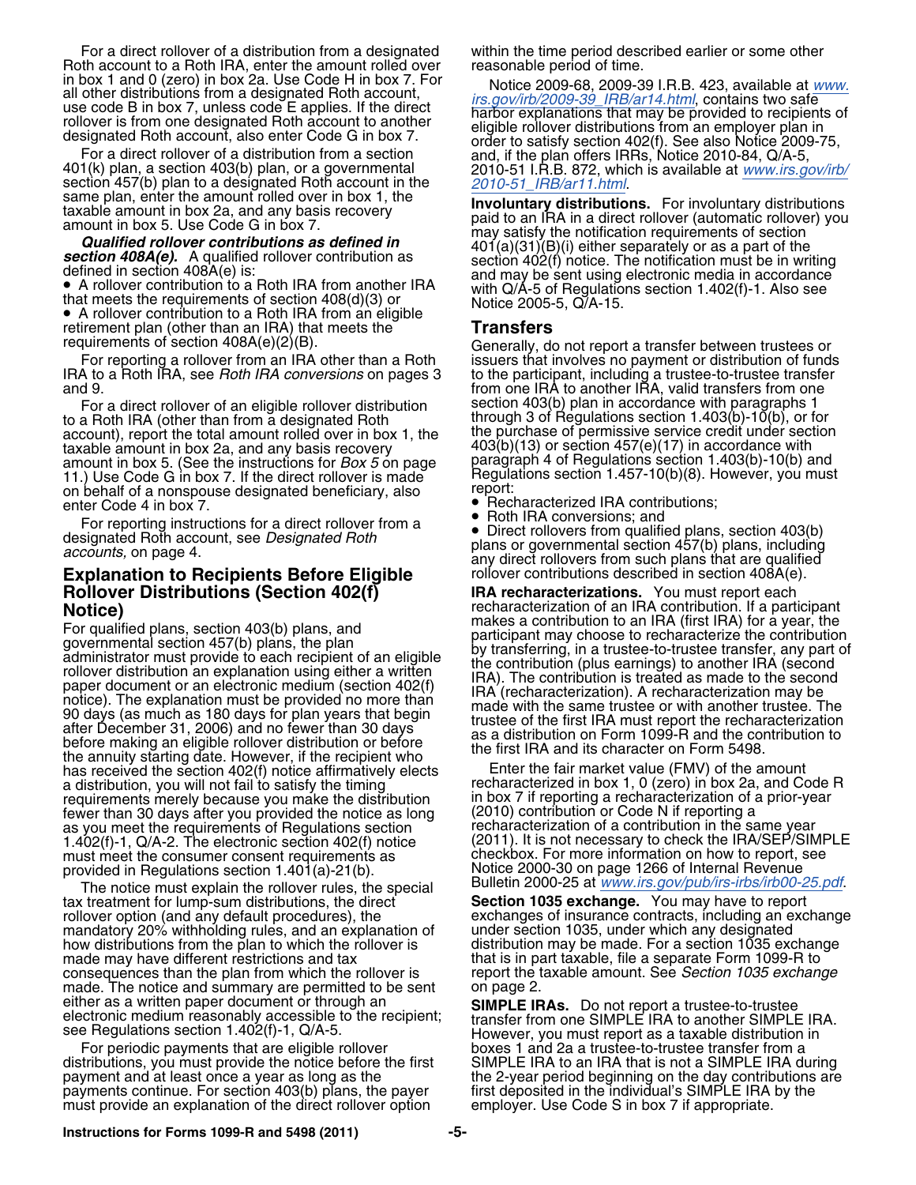For a direct rollover of a distribution from a designated Roth account to a Roth IRA, enter the amount rolled over in box 1 and 0 (zero) in box 2a. Use Code H in box 7. For all other distributions from a designated Roth account, use code B in box 7, unless code E applies. If the direct rollover is from one designated Roth account to another designated Roth account, also enter Code G in box 7.

For a direct rollover of a distribution from a section 401(k) plan, a section 403(b) plan, or a governmental section 457(b) plan to a designated Roth account in the same plan, enter the amount rolled over in box 1, the taxable amount in box 2a, and any basis recovery amount in box 5. Use Code G in box 7.

***Qualified rollover contributions as defined in section 408A(e).*** A qualified rollover contribution as defined in section 408A(e) is:

- A rollover contribution to a Roth IRA from another IRA that meets the requirements of section 408(d)(3) or
- A rollover contribution to a Roth IRA from an eligible retirement plan (other than an IRA) that meets the requirements of section 408A(e)(2)(B).

For reporting a rollover from an IRA other than a Roth IRA to a Roth IRA, see *Roth IRA conversions* on pages 3 and 9.

For a direct rollover of an eligible rollover distribution to a Roth IRA (other than from a designated Roth account), report the total amount rolled over in box 1, the taxable amount in box 2a, and any basis recovery amount in box 5. (See the instructions for *Box 5* on page 11.) Use Code G in box 7. If the direct rollover is made on behalf of a nonspouse designated beneficiary, also enter Code 4 in box 7.

For reporting instructions for a direct rollover from a designated Roth account, see *Designated Roth accounts,* on page 4.

## Explanation to Recipients Before Eligible Rollover Distributions (Section 402(f) Notice)

For qualified plans, section 403(b) plans, and governmental section 457(b) plans, the plan administrator must provide to each recipient of an eligible rollover distribution an explanation using either a written paper document or an electronic medium (section 402(f) notice). The explanation must be provided no more than 90 days (as much as 180 days for plan years that begin after December 31, 2006) and no fewer than 30 days before making an eligible rollover distribution or before the annuity starting date. However, if the recipient who has received the section 402(f) notice affirmatively elects a distribution, you will not fail to satisfy the timing requirements merely because you make the distribution fewer than 30 days after you provided the notice as long as you meet the requirements of Regulations section 1.402(f)-1, Q/A-2. The electronic section 402(f) notice must meet the consumer consent requirements as provided in Regulations section 1.401(a)-21(b).

The notice must explain the rollover rules, the special tax treatment for lump-sum distributions, the direct rollover option (and any default procedures), the mandatory 20% withholding rules, and an explanation of how distributions from the plan to which the rollover is made may have different restrictions and tax consequences than the plan from which the rollover is made. The notice and summary are permitted to be sent either as a written paper document or through an electronic medium reasonably accessible to the recipient; see Regulations section 1.402(f)-1, Q/A-5.

For periodic payments that are eligible rollover distributions, you must provide the notice before the first payment and at least once a year as long as the payments continue. For section 403(b) plans, the payer must provide an explanation of the direct rollover option within the time period described earlier or some other reasonable period of time.

Notice 2009-68, 2009-39 I.R.B. 423, available at *www.irs.gov/irb/2009-39_IRB/ar14.html*, contains two safe harbor explanations that may be provided to recipients of eligible rollover distributions from an employer plan in order to satisfy section 402(f). See also Notice 2009-75, and, if the plan offers IRRs, Notice 2010-84, Q/A-5, 2010-51 I.R.B. 872, which is available at *www.irs.gov/irb/2010-51_IRB/ar11.html*.

**Involuntary distributions.** For involuntary distributions paid to an IRA in a direct rollover (automatic rollover) you may satisfy the notification requirements of section 401(a)(31)(B)(i) either separately or as a part of the section 402(f) notice. The notification must be in writing and may be sent using electronic media in accordance with Q/A-5 of Regulations section 1.402(f)-1. Also see Notice 2005-5, Q/A-15.

## Transfers

Generally, do not report a transfer between trustees or issuers that involves no payment or distribution of funds to the participant, including a trustee-to-trustee transfer from one IRA to another IRA, valid transfers from one section 403(b) plan in accordance with paragraphs 1 through 3 of Regulations section 1.403(b)-10(b), or for the purchase of permissive service credit under section 403(b)(13) or section 457(e)(17) in accordance with paragraph 4 of Regulations section 1.403(b)-10(b) and Regulations section 1.457-10(b)(8). However, you must report:

- Recharacterized IRA contributions;
- Roth IRA conversions; and
- Direct rollovers from qualified plans, section 403(b) plans or governmental section 457(b) plans, including any direct rollovers from such plans that are qualified rollover contributions described in section 408A(e).

**IRA recharacterizations.** You must report each recharacterization of an IRA contribution. If a participant makes a contribution to an IRA (first IRA) for a year, the participant may choose to recharacterize the contribution by transferring, in a trustee-to-trustee transfer, any part of the contribution (plus earnings) to another IRA (second IRA). The contribution is treated as made to the second IRA (recharacterization). A recharacterization may be made with the same trustee or with another trustee. The trustee of the first IRA must report the recharacterization as a distribution on Form 1099-R and the contribution to the first IRA and its character on Form 5498.

Enter the fair market value (FMV) of the amount recharacterized in box 1, 0 (zero) in box 2a, and Code R in box 7 if reporting a recharacterization of a prior-year (2010) contribution or Code N if reporting a recharacterization of a contribution in the same year (2011). It is not necessary to check the IRA/SEP/SIMPLE checkbox. For more information on how to report, see Notice 2000-30 on page 1266 of Internal Revenue Bulletin 2000-25 at *www.irs.gov/pub/irs-irbs/irb00-25.pdf*.

**Section 1035 exchange.** You may have to report exchanges of insurance contracts, including an exchange under section 1035, under which any designated distribution may be made. For a section 1035 exchange that is in part taxable, file a separate Form 1099-R to report the taxable amount. See *Section 1035 exchange* on page 2.

**SIMPLE IRAs.** Do not report a trustee-to-trustee transfer from one SIMPLE IRA to another SIMPLE IRA. However, you must report as a taxable distribution in boxes 1 and 2a a trustee-to-trustee transfer from a SIMPLE IRA to an IRA that is not a SIMPLE IRA during the 2-year period beginning on the day contributions are first deposited in the individual's SIMPLE IRA by the employer. Use Code S in box 7 if appropriate.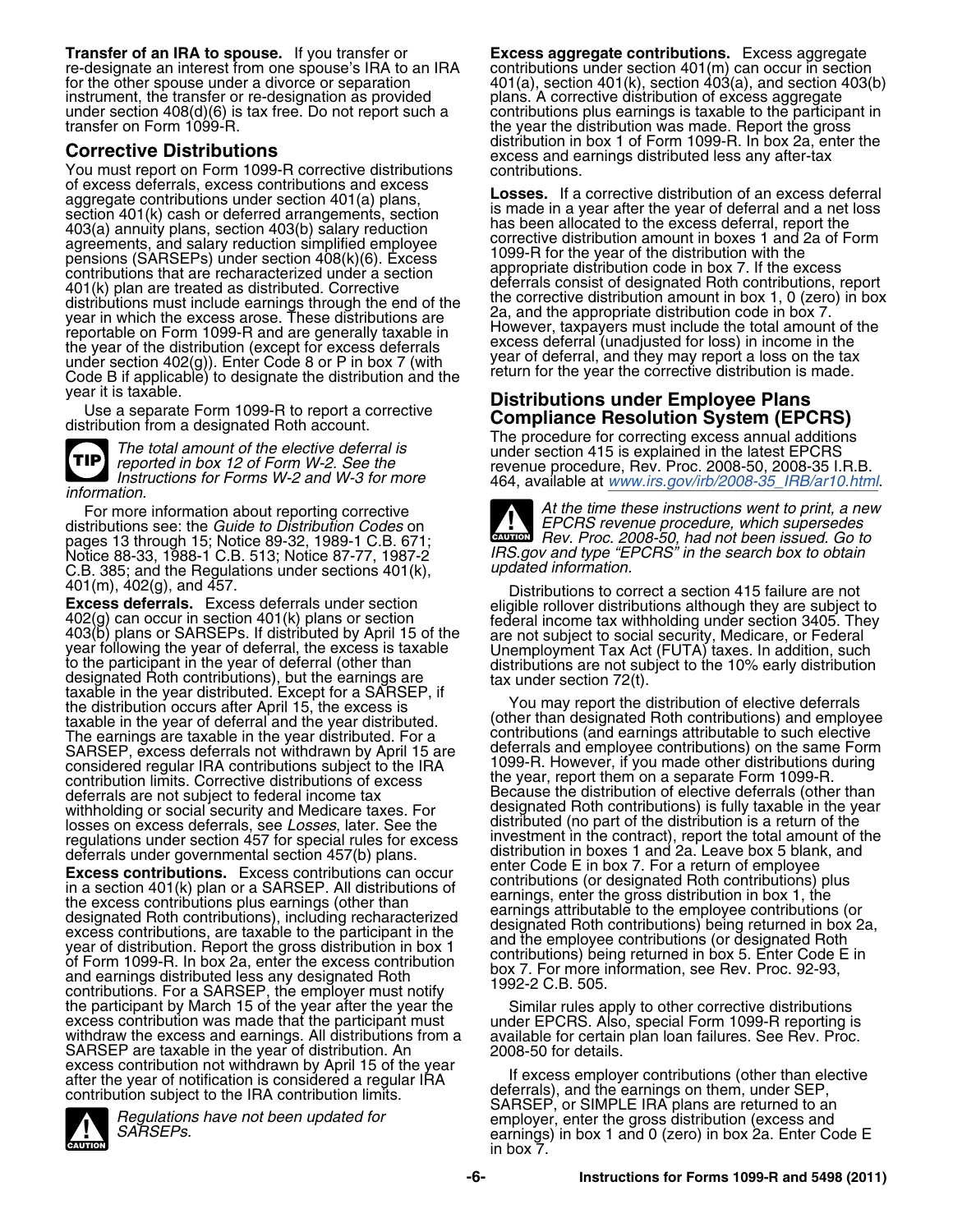**Transfer of an IRA to spouse.** If you transfer or re-designate an interest from one spouse's IRA to an IRA for the other spouse under a divorce or separation instrument, the transfer or re-designation as provided under section 408(d)(6) is tax free. Do not report such a transfer on Form 1099-R.

## Corrective Distributions

You must report on Form 1099-R corrective distributions of excess deferrals, excess contributions and excess aggregate contributions under section 401(a) plans, section 401(k) cash or deferred arrangements, section 403(a) annuity plans, section 403(b) salary reduction agreements, and salary reduction simplified employee pensions (SARSEPs) under section 408(k)(6). Excess contributions that are recharacterized under a section 401(k) plan are treated as distributed. Corrective distributions must include earnings through the end of the year in which the excess arose. These distributions are reportable on Form 1099-R and are generally taxable in the year of the distribution (except for excess deferrals under section 402(g)). Enter Code 8 or P in box 7 (with Code B if applicable) to designate the distribution and the year it is taxable.

Use a separate Form 1099-R to report a corrective distribution from a designated Roth account.

**TIP** *The total amount of the elective deferral is reported in box 12 of Form W-2. See the Instructions for Forms W-2 and W-3 for more information.*

For more information about reporting corrective distributions see: the *Guide to Distribution Codes* on pages 13 through 15; Notice 89-32, 1989-1 C.B. 671; Notice 88-33, 1988-1 C.B. 513; Notice 87-77, 1987-2 C.B. 385; and the Regulations under sections 401(k), 401(m), 402(g), and 457.

**Excess deferrals.** Excess deferrals under section 402(g) can occur in section 401(k) plans or section 403(b) plans or SARSEPs. If distributed by April 15 of the year following the year of deferral, the excess is taxable to the participant in the year of deferral (other than designated Roth contributions), but the earnings are taxable in the year distributed. Except for a SARSEP, if the distribution occurs after April 15, the excess is taxable in the year of deferral and the year distributed. The earnings are taxable in the year distributed. For a SARSEP, excess deferrals not withdrawn by April 15 are considered regular IRA contributions subject to the IRA contribution limits. Corrective distributions of excess deferrals are not subject to federal income tax withholding or social security and Medicare taxes. For losses on excess deferrals, see *Losses*, later. See the regulations under section 457 for special rules for excess deferrals under governmental section 457(b) plans.

**Excess contributions.** Excess contributions can occur in a section 401(k) plan or a SARSEP. All distributions of the excess contributions plus earnings (other than designated Roth contributions), including recharacterized excess contributions, are taxable to the participant in the year of distribution. Report the gross distribution in box 1 of Form 1099-R. In box 2a, enter the excess contribution and earnings distributed less any designated Roth contributions. For a SARSEP, the employer must notify the participant by March 15 of the year after the year the excess contribution was made that the participant must withdraw the excess and earnings. All distributions from a SARSEP are taxable in the year of distribution. An excess contribution not withdrawn by April 15 of the year after the year of notification is considered a regular IRA contribution subject to the IRA contribution limits.

**CAUTION** *Regulations have not been updated for SARSEPs.*

**Excess aggregate contributions.** Excess aggregate contributions under section 401(m) can occur in section 401(a), section 401(k), section 403(a), and section 403(b) plans. A corrective distribution of excess aggregate contributions plus earnings is taxable to the participant in the year the distribution was made. Report the gross distribution in box 1 of Form 1099-R. In box 2a, enter the excess and earnings distributed less any after-tax contributions.

**Losses.** If a corrective distribution of an excess deferral is made in a year after the year of deferral and a net loss has been allocated to the excess deferral, report the corrective distribution amount in boxes 1 and 2a of Form 1099-R for the year of the distribution with the appropriate distribution code in box 7. If the excess deferrals consist of designated Roth contributions, report the corrective distribution amount in box 1, 0 (zero) in box 2a, and the appropriate distribution code in box 7. However, taxpayers must include the total amount of the excess deferral (unadjusted for loss) in income in the year of deferral, and they may report a loss on the tax return for the year the corrective distribution is made.

## Distributions under Employee Plans Compliance Resolution System (EPCRS)

The procedure for correcting excess annual additions under section 415 is explained in the latest EPCRS revenue procedure, Rev. Proc. 2008-50, 2008-35 I.R.B. 464, available at www.irs.gov/irb/2008-35_IRB/ar10.html.

**CAUTION** *At the time these instructions went to print, a new EPCRS revenue procedure, which supersedes Rev. Proc. 2008-50, had not been issued. Go to IRS.gov and type "EPCRS" in the search box to obtain updated information.*

Distributions to correct a section 415 failure are not eligible rollover distributions although they are subject to federal income tax withholding under section 3405. They are not subject to social security, Medicare, or Federal Unemployment Tax Act (FUTA) taxes. In addition, such distributions are not subject to the 10% early distribution tax under section 72(t).

You may report the distribution of elective deferrals (other than designated Roth contributions) and employee contributions (and earnings attributable to such elective deferrals and employee contributions) on the same Form 1099-R. However, if you made other distributions during the year, report them on a separate Form 1099-R. Because the distribution of elective deferrals (other than designated Roth contributions) is fully taxable in the year distributed (no part of the distribution is a return of the investment in the contract), report the total amount of the distribution in boxes 1 and 2a. Leave box 5 blank, and enter Code E in box 7. For a return of employee contributions (or designated Roth contributions) plus earnings, enter the gross distribution in box 1, the earnings attributable to the employee contributions (or designated Roth contributions) being returned in box 2a, and the employee contributions (or designated Roth contributions) being returned in box 5. Enter Code E in box 7. For more information, see Rev. Proc. 92-93, 1992-2 C.B. 505.

Similar rules apply to other corrective distributions under EPCRS. Also, special Form 1099-R reporting is available for certain plan loan failures. See Rev. Proc. 2008-50 for details.

If excess employer contributions (other than elective deferrals), and the earnings on them, under SEP, SARSEP, or SIMPLE IRA plans are returned to an employer, enter the gross distribution (excess and earnings) in box 1 and 0 (zero) in box 2a. Enter Code E in box 7.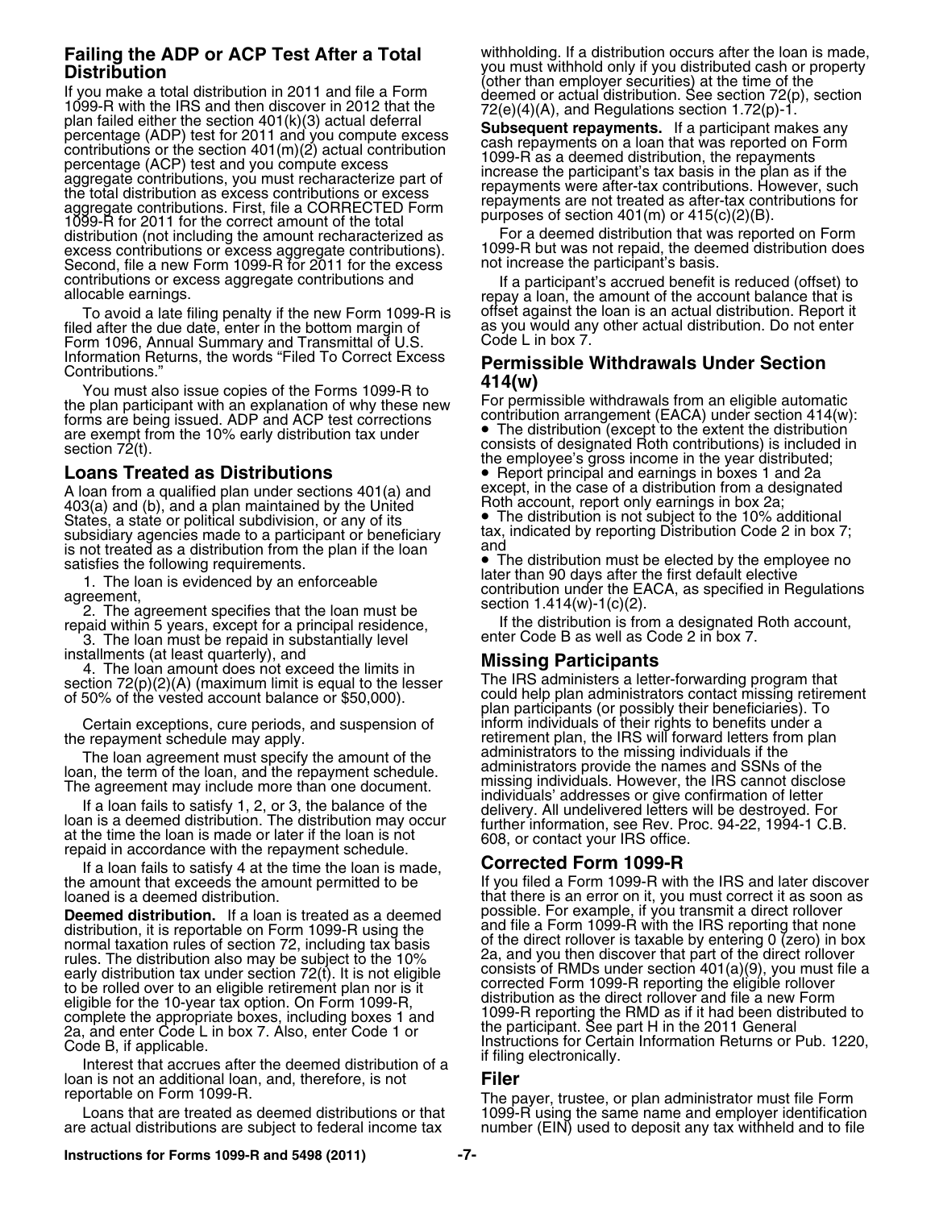## Failing the ADP or ACP Test After a Total Distribution

If you make a total distribution in 2011 and file a Form 1099-R with the IRS and then discover in 2012 that the plan failed either the section 401(k)(3) actual deferral percentage (ADP) test for 2011 and you compute excess contributions or the section 401(m)(2) actual contribution percentage (ACP) test and you compute excess aggregate contributions, you must recharacterize part of the total distribution as excess contributions or excess aggregate contributions. First, file a CORRECTED Form 1099-R for 2011 for the correct amount of the total distribution (not including the amount recharacterized as excess contributions or excess aggregate contributions). Second, file a new Form 1099-R for 2011 for the excess contributions or excess aggregate contributions and allocable earnings.

To avoid a late filing penalty if the new Form 1099-R is filed after the due date, enter in the bottom margin of Form 1096, Annual Summary and Transmittal of U.S. Information Returns, the words "Filed To Correct Excess Contributions."

You must also issue copies of the Forms 1099-R to the plan participant with an explanation of why these new forms are being issued. ADP and ACP test corrections are exempt from the 10% early distribution tax under section 72(t).

## Loans Treated as Distributions

A loan from a qualified plan under sections 401(a) and 403(a) and (b), and a plan maintained by the United States, a state or political subdivision, or any of its subsidiary agencies made to a participant or beneficiary is not treated as a distribution from the plan if the loan satisfies the following requirements.

1. The loan is evidenced by an enforceable agreement,
2. The agreement specifies that the loan must be repaid within 5 years, except for a principal residence,
3. The loan must be repaid in substantially level installments (at least quarterly), and
4. The loan amount does not exceed the limits in section 72(p)(2)(A) (maximum limit is equal to the lesser of 50% of the vested account balance or $50,000).

Certain exceptions, cure periods, and suspension of the repayment schedule may apply.

The loan agreement must specify the amount of the loan, the term of the loan, and the repayment schedule. The agreement may include more than one document.

If a loan fails to satisfy 1, 2, or 3, the balance of the loan is a deemed distribution. The distribution may occur at the time the loan is made or later if the loan is not repaid in accordance with the repayment schedule.

If a loan fails to satisfy 4 at the time the loan is made, the amount that exceeds the amount permitted to be loaned is a deemed distribution.

**Deemed distribution.** If a loan is treated as a deemed distribution, it is reportable on Form 1099-R using the normal taxation rules of section 72, including tax basis rules. The distribution also may be subject to the 10% early distribution tax under section 72(t). It is not eligible to be rolled over to an eligible retirement plan nor is it eligible for the 10-year tax option. On Form 1099-R, complete the appropriate boxes, including boxes 1 and 2a, and enter Code L in box 7. Also, enter Code 1 or Code B, if applicable.

Interest that accrues after the deemed distribution of a loan is not an additional loan, and, therefore, is not reportable on Form 1099-R.

Loans that are treated as deemed distributions or that are actual distributions are subject to federal income tax withholding. If a distribution occurs after the loan is made, you must withhold only if you distributed cash or property (other than employer securities) at the time of the deemed or actual distribution. See section 72(p), section 72(e)(4)(A), and Regulations section 1.72(p)-1.

**Subsequent repayments.** If a participant makes any cash repayments on a loan that was reported on Form 1099-R as a deemed distribution, the repayments increase the participant's tax basis in the plan as if the repayments were after-tax contributions. However, such repayments are not treated as after-tax contributions for purposes of section 401(m) or 415(c)(2)(B).

For a deemed distribution that was reported on Form 1099-R but was not repaid, the deemed distribution does not increase the participant's basis.

If a participant's accrued benefit is reduced (offset) to repay a loan, the amount of the account balance that is offset against the loan is an actual distribution. Report it as you would any other actual distribution. Do not enter Code L in box 7.

## Permissible Withdrawals Under Section 414(w)

For permissible withdrawals from an eligible automatic contribution arrangement (EACA) under section 414(w):

- The distribution (except to the extent the distribution consists of designated Roth contributions) is included in the employee's gross income in the year distributed;
- Report principal and earnings in boxes 1 and 2a except, in the case of a distribution from a designated Roth account, report only earnings in box 2a;
- The distribution is not subject to the 10% additional tax, indicated by reporting Distribution Code 2 in box 7; and
- The distribution must be elected by the employee no later than 90 days after the first default elective contribution under the EACA, as specified in Regulations section 1.414(w)-1(c)(2).

If the distribution is from a designated Roth account, enter Code B as well as Code 2 in box 7.

## Missing Participants

The IRS administers a letter-forwarding program that could help plan administrators contact missing retirement plan participants (or possibly their beneficiaries). To inform individuals of their rights to benefits under a retirement plan, the IRS will forward letters from plan administrators to the missing individuals if the administrators provide the names and SSNs of the missing individuals. However, the IRS cannot disclose individuals' addresses or give confirmation of letter delivery. All undelivered letters will be destroyed. For further information, see Rev. Proc. 94-22, 1994-1 C.B. 608, or contact your IRS office.

## Corrected Form 1099-R

If you filed a Form 1099-R with the IRS and later discover that there is an error on it, you must correct it as soon as possible. For example, if you transmit a direct rollover and file a Form 1099-R with the IRS reporting that none of the direct rollover is taxable by entering 0 (zero) in box 2a, and you then discover that part of the direct rollover consists of RMDs under section 401(a)(9), you must file a corrected Form 1099-R reporting the eligible rollover distribution as the direct rollover and file a new Form 1099-R reporting the RMD as if it had been distributed to the participant. See part H in the 2011 General Instructions for Certain Information Returns or Pub. 1220, if filing electronically.

## Filer

The payer, trustee, or plan administrator must file Form 1099-R using the same name and employer identification number (EIN) used to deposit any tax withheld and to file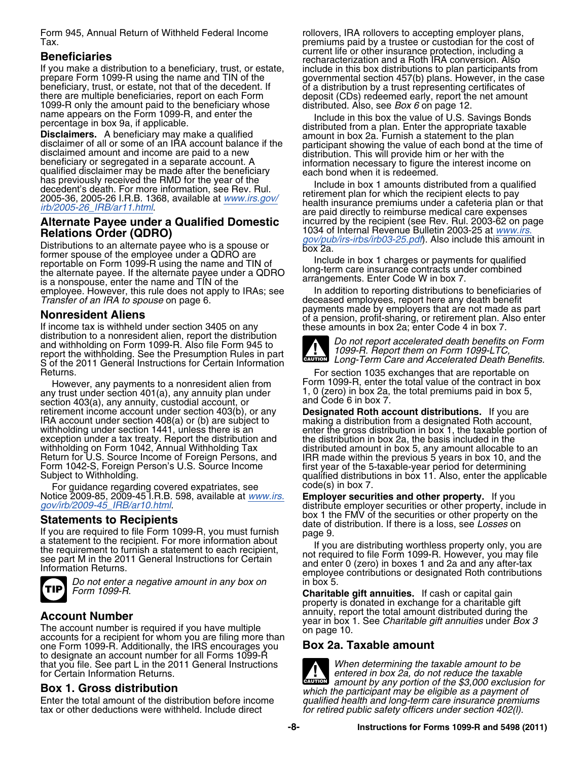Form 945, Annual Return of Withheld Federal Income Tax.

## Beneficiaries

If you make a distribution to a beneficiary, trust, or estate, prepare Form 1099-R using the name and TIN of the beneficiary, trust, or estate, not that of the decedent. If there are multiple beneficiaries, report on each Form 1099-R only the amount paid to the beneficiary whose name appears on the Form 1099-R, and enter the percentage in box 9a, if applicable.

**Disclaimers.** A beneficiary may make a qualified disclaimer of all or some of an IRA account balance if the disclaimed amount and income are paid to a new beneficiary or segregated in a separate account. A qualified disclaimer may be made after the beneficiary has previously received the RMD for the year of the decedent's death. For more information, see Rev. Rul. 2005-36, 2005-26 I.R.B. 1368, available at www.irs.gov/irb/2005-26_IRB/ar11.html.

## Alternate Payee under a Qualified Domestic Relations Order (QDRO)

Distributions to an alternate payee who is a spouse or former spouse of the employee under a QDRO are reportable on Form 1099-R using the name and TIN of the alternate payee. If the alternate payee under a QDRO is a nonspouse, enter the name and TIN of the employee. However, this rule does not apply to IRAs; see *Transfer of an IRA to spouse* on page 6.

## Nonresident Aliens

If income tax is withheld under section 3405 on any distribution to a nonresident alien, report the distribution and withholding on Form 1099-R. Also file Form 945 to report the withholding. See the Presumption Rules in part S of the 2011 General Instructions for Certain Information Returns.

However, any payments to a nonresident alien from any trust under section 401(a), any annuity plan under section 403(a), any annuity, custodial account, or retirement income account under section 403(b), or any IRA account under section 408(a) or (b) are subject to withholding under section 1441, unless there is an exception under a tax treaty. Report the distribution and withholding on Form 1042, Annual Withholding Tax Return for U.S. Source Income of Foreign Persons, and Form 1042-S, Foreign Person's U.S. Source Income Subject to Withholding.

For guidance regarding covered expatriates, see Notice 2009-85, 2009-45 I.R.B. 598, available at www.irs.gov/irb/2009-45_IRB/ar10.html.

## Statements to Recipients

If you are required to file Form 1099-R, you must furnish a statement to the recipient. For more information about the requirement to furnish a statement to each recipient, see part M in the 2011 General Instructions for Certain Information Returns.

**TIP:** *Do not enter a negative amount in any box on Form 1099-R.*

## Account Number

The account number is required if you have multiple accounts for a recipient for whom you are filing more than one Form 1099-R. Additionally, the IRS encourages you to designate an account number for all Forms 1099-R that you file. See part L in the 2011 General Instructions for Certain Information Returns.

## Box 1. Gross distribution

Enter the total amount of the distribution before income tax or other deductions were withheld. Include direct rollovers, IRA rollovers to accepting employer plans, premiums paid by a trustee or custodian for the cost of current life or other insurance protection, including a recharacterization and a Roth IRA conversion. Also include in this box distributions to plan participants from governmental section 457(b) plans. However, in the case of a distribution by a trust representing certificates of deposit (CDs) redeemed early, report the net amount distributed. Also, see *Box 6* on page 12.

Include in this box the value of U.S. Savings Bonds distributed from a plan. Enter the appropriate taxable amount in box 2a. Furnish a statement to the plan participant showing the value of each bond at the time of distribution. This will provide him or her with the information necessary to figure the interest income on each bond when it is redeemed.

Include in box 1 amounts distributed from a qualified retirement plan for which the recipient elects to pay health insurance premiums under a cafeteria plan or that are paid directly to reimburse medical care expenses incurred by the recipient (see Rev. Rul. 2003-62 on page 1034 of Internal Revenue Bulletin 2003-25 at www.irs.gov/pub/irs-irbs/irb03-25.pdf). Also include this amount in box 2a.

Include in box 1 charges or payments for qualified long-term care insurance contracts under combined arrangements. Enter Code W in box 7.

In addition to reporting distributions to beneficiaries of deceased employees, report here any death benefit payments made by employers that are not made as part of a pension, profit-sharing, or retirement plan. Also enter these amounts in box 2a; enter Code 4 in box 7.

**CAUTION:** *Do not report accelerated death benefits on Form 1099-R. Report them on Form 1099-LTC, Long-Term Care and Accelerated Death Benefits.*

For section 1035 exchanges that are reportable on Form 1099-R, enter the total value of the contract in box 1, 0 (zero) in box 2a, the total premiums paid in box 5, and Code 6 in box 7.

**Designated Roth account distributions.** If you are making a distribution from a designated Roth account, enter the gross distribution in box 1, the taxable portion of the distribution in box 2a, the basis included in the distributed amount in box 5, any amount allocable to an IRR made within the previous 5 years in box 10, and the first year of the 5-taxable-year period for determining qualified distributions in box 11. Also, enter the applicable code(s) in box 7.

**Employer securities and other property.** If you distribute employer securities or other property, include in box 1 the FMV of the securities or other property on the date of distribution. If there is a loss, see *Losses* on page 9.

If you are distributing worthless property only, you are not required to file Form 1099-R. However, you may file and enter 0 (zero) in boxes 1 and 2a and any after-tax employee contributions or designated Roth contributions in box 5.

**Charitable gift annuities.** If cash or capital gain property is donated in exchange for a charitable gift annuity, report the total amount distributed during the year in box 1. See *Charitable gift annuities* under *Box 3* on page 10.

## Box 2a. Taxable amount

**CAUTION:** *When determining the taxable amount to be entered in box 2a, do not reduce the taxable amount by any portion of the $3,000 exclusion for which the participant may be eligible as a payment of qualified health and long-term care insurance premiums for retired public safety officers under section 402(l).*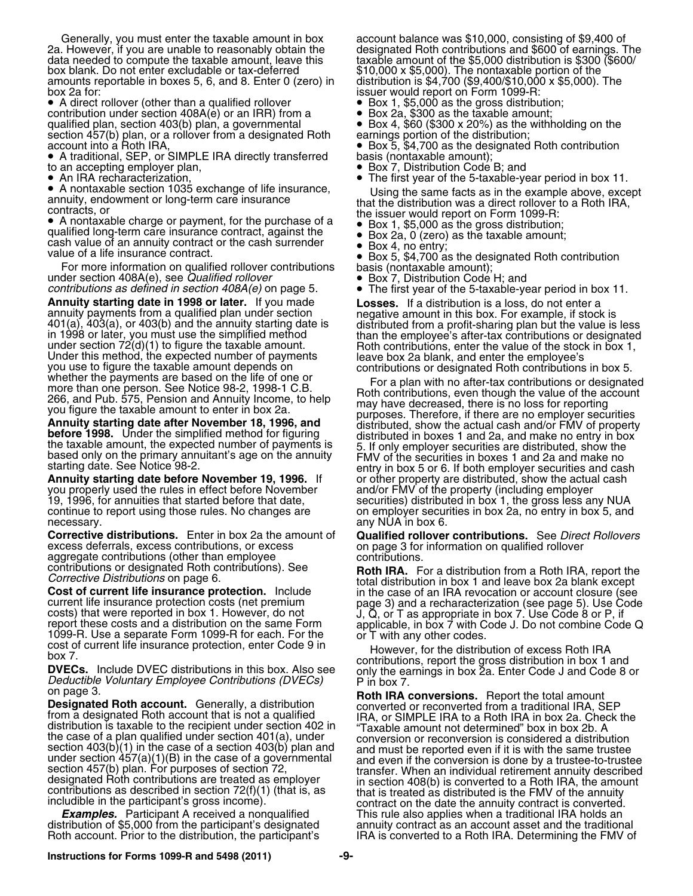Generally, you must enter the taxable amount in box 2a. However, if you are unable to reasonably obtain the data needed to compute the taxable amount, leave this box blank. Do not enter excludable or tax-deferred amounts reportable in boxes 5, 6, and 8. Enter 0 (zero) in box 2a for:

- A direct rollover (other than a qualified rollover contribution under section 408A(e) or an IRR) from a qualified plan, section 403(b) plan, a governmental section 457(b) plan, or a rollover from a designated Roth account into a Roth IRA,
- A traditional, SEP, or SIMPLE IRA directly transferred to an accepting employer plan,
- An IRA recharacterization,
- A nontaxable section 1035 exchange of life insurance, annuity, endowment or long-term care insurance contracts, or
- A nontaxable charge or payment, for the purchase of a qualified long-term care insurance contract, against the cash value of an annuity contract or the cash surrender value of a life insurance contract.

For more information on qualified rollover contributions under section 408A(e), see *Qualified rollover contributions as defined in section 408A(e)* on page 5.

**Annuity starting date in 1998 or later.** If you made annuity payments from a qualified plan under section 401(a), 403(a), or 403(b) and the annuity starting date is in 1998 or later, you must use the simplified method under section 72(d)(1) to figure the taxable amount. Under this method, the expected number of payments you use to figure the taxable amount depends on whether the payments are based on the life of one or more than one person. See Notice 98-2, 1998-1 C.B. 266, and Pub. 575, Pension and Annuity Income, to help you figure the taxable amount to enter in box 2a.

**Annuity starting date after November 18, 1996, and before 1998.** Under the simplified method for figuring the taxable amount, the expected number of payments is based only on the primary annuitant's age on the annuity starting date. See Notice 98-2.

**Annuity starting date before November 19, 1996.** If you properly used the rules in effect before November 19, 1996, for annuities that started before that date, continue to report using those rules. No changes are necessary.

**Corrective distributions.** Enter in box 2a the amount of excess deferrals, excess contributions, or excess aggregate contributions (other than employee contributions or designated Roth contributions). See *Corrective Distributions* on page 6.

**Cost of current life insurance protection.** Include current life insurance protection costs (net premium costs) that were reported in box 1. However, do not report these costs and a distribution on the same Form 1099-R. Use a separate Form 1099-R for each. For the cost of current life insurance protection, enter Code 9 in box 7.

**DVECs.** Include DVEC distributions in this box. Also see *Deductible Voluntary Employee Contributions (DVECs)* on page 3.

**Designated Roth account.** Generally, a distribution from a designated Roth account that is not a qualified distribution is taxable to the recipient under section 402 in the case of a plan qualified under section 401(a), under section 403(b)(1) in the case of a section 403(b) plan and under section 457(a)(1)(B) in the case of a governmental section 457(b) plan. For purposes of section 72, designated Roth contributions are treated as employer contributions as described in section 72(f)(1) (that is, as includible in the participant's gross income).

***Examples.*** Participant A received a nonqualified distribution of $5,000 from the participant's designated Roth account. Prior to the distribution, the participant's account balance was $10,000, consisting of $9,400 of designated Roth contributions and $600 of earnings. The taxable amount of the $5,000 distribution is $300 ($600/ $10,000 x $5,000). The nontaxable portion of the distribution is $4,700 ($9,400/$10,000 x $5,000). The issuer would report on Form 1099-R:

- Box 1, $5,000 as the gross distribution;
- Box 2a, $300 as the taxable amount;
- Box 4, $60 ($300 x 20%) as the withholding on the earnings portion of the distribution;
- Box 5, $4,700 as the designated Roth contribution basis (nontaxable amount);
- Box 7, Distribution Code B; and
- The first year of the 5-taxable-year period in box 11.

Using the same facts as in the example above, except that the distribution was a direct rollover to a Roth IRA, the issuer would report on Form 1099-R:

- Box 1, $5,000 as the gross distribution;
- Box 2a, 0 (zero) as the taxable amount;
- Box 4, no entry;
- Box 5, $4,700 as the designated Roth contribution basis (nontaxable amount);
- Box 7, Distribution Code H; and
- The first year of the 5-taxable-year period in box 11.

**Losses.** If a distribution is a loss, do not enter a negative amount in this box. For example, if stock is distributed from a profit-sharing plan but the value is less than the employee's after-tax contributions or designated Roth contributions, enter the value of the stock in box 1, leave box 2a blank, and enter the employee's contributions or designated Roth contributions in box 5.

For a plan with no after-tax contributions or designated Roth contributions, even though the value of the account may have decreased, there is no loss for reporting purposes. Therefore, if there are no employer securities distributed, show the actual cash and/or FMV of property distributed in boxes 1 and 2a, and make no entry in box 5. If only employer securities are distributed, show the FMV of the securities in boxes 1 and 2a and make no entry in box 5 or 6. If both employer securities and cash or other property are distributed, show the actual cash and/or FMV of the property (including employer securities) distributed in box 1, the gross less any NUA on employer securities in box 2a, no entry in box 5, and any NUA in box 6.

**Qualified rollover contributions.** See *Direct Rollovers* on page 3 for information on qualified rollover contributions.

**Roth IRA.** For a distribution from a Roth IRA, report the total distribution in box 1 and leave box 2a blank except in the case of an IRA revocation or account closure (see page 3) and a recharacterization (see page 5). Use Code J, Q, or T as appropriate in box 7. Use Code 8 or P, if applicable, in box 7 with Code J. Do not combine Code Q or T with any other codes.

However, for the distribution of excess Roth IRA contributions, report the gross distribution in box 1 and only the earnings in box 2a. Enter Code J and Code 8 or P in box 7.

**Roth IRA conversions.** Report the total amount converted or reconverted from a traditional IRA, SEP IRA, or SIMPLE IRA to a Roth IRA in box 2a. Check the "Taxable amount not determined" box in box 2b. A conversion or reconversion is considered a distribution and must be reported even if it is with the same trustee and even if the conversion is done by a trustee-to-trustee transfer. When an individual retirement annuity described in section 408(b) is converted to a Roth IRA, the amount that is treated as distributed is the FMV of the annuity contract on the date the annuity contract is converted. This rule also applies when a traditional IRA holds an annuity contract as an account asset and the traditional IRA is converted to a Roth IRA. Determining the FMV of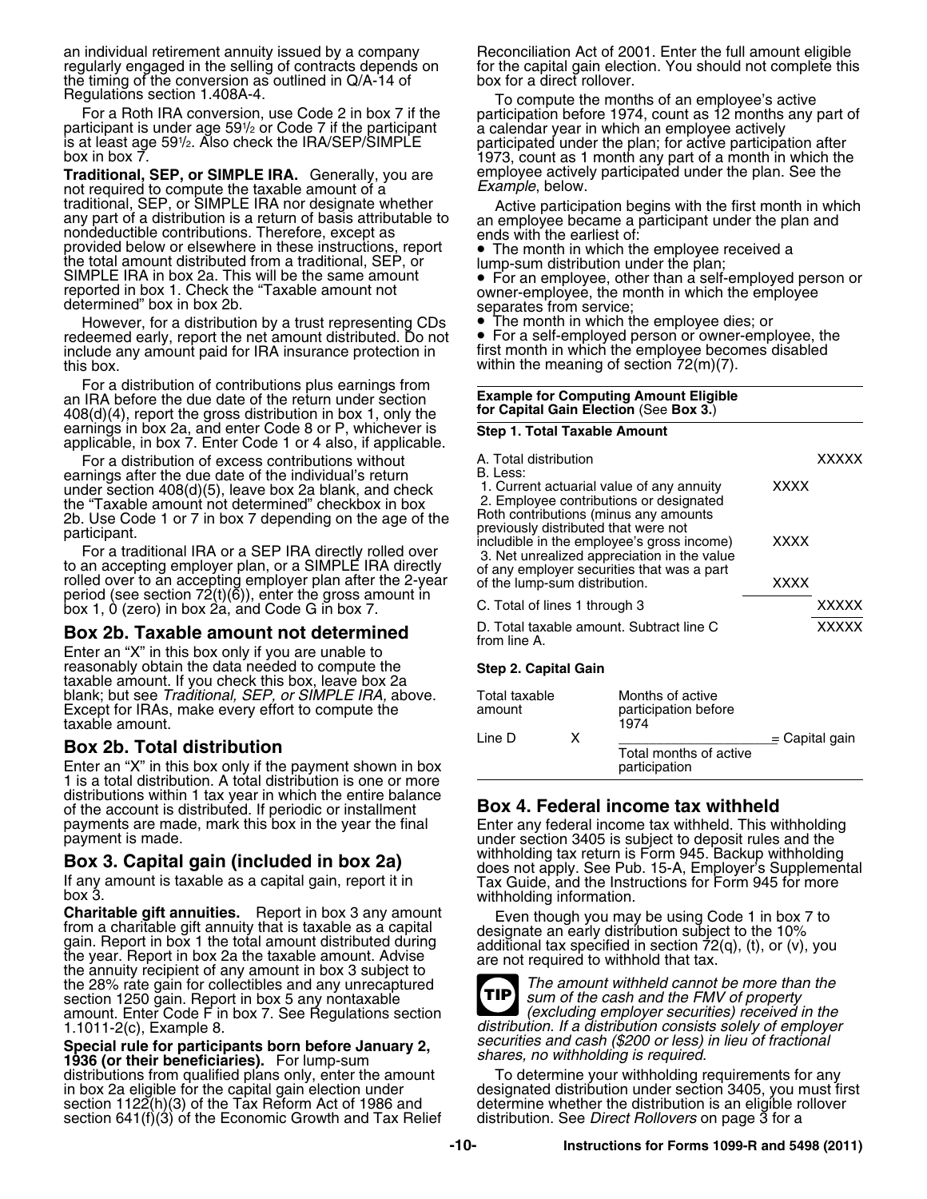an individual retirement annuity issued by a company regularly engaged in the selling of contracts depends on the timing of the conversion as outlined in Q/A-14 of Regulations section 1.408A-4.

For a Roth IRA conversion, use Code 2 in box 7 if the participant is under age 59½ or Code 7 if the participant is at least age 59½. Also check the IRA/SEP/SIMPLE box in box 7.

**Traditional, SEP, or SIMPLE IRA.** Generally, you are not required to compute the taxable amount of a traditional, SEP, or SIMPLE IRA nor designate whether any part of a distribution is a return of basis attributable to nondeductible contributions. Therefore, except as provided below or elsewhere in these instructions, report the total amount distributed from a traditional, SEP, or SIMPLE IRA in box 2a. This will be the same amount reported in box 1. Check the "Taxable amount not determined" box in box 2b.

However, for a distribution by a trust representing CDs redeemed early, report the net amount distributed. Do not include any amount paid for IRA insurance protection in this box.

For a distribution of contributions plus earnings from an IRA before the due date of the return under section 408(d)(4), report the gross distribution in box 1, only the earnings in box 2a, and enter Code 8 or P, whichever is applicable, in box 7. Enter Code 1 or 4 also, if applicable.

For a distribution of excess contributions without earnings after the due date of the individual's return under section 408(d)(5), leave box 2a blank, and check the "Taxable amount not determined" checkbox in box 2b. Use Code 1 or 7 in box 7 depending on the age of the participant.

For a traditional IRA or a SEP IRA directly rolled over to an accepting employer plan, or a SIMPLE IRA directly rolled over to an accepting employer plan after the 2-year period (see section 72(t)(6)), enter the gross amount in box 1, 0 (zero) in box 2a, and Code G in box 7.

## Box 2b. Taxable amount not determined

Enter an "X" in this box only if you are unable to reasonably obtain the data needed to compute the taxable amount. If you check this box, leave box 2a blank; but see *Traditional, SEP, or SIMPLE IRA,* above. Except for IRAs, make every effort to compute the taxable amount.

## Box 2b. Total distribution

Enter an "X" in this box only if the payment shown in box 1 is a total distribution. A total distribution is one or more distributions within 1 tax year in which the entire balance of the account is distributed. If periodic or installment payments are made, mark this box in the year the final payment is made.

## Box 3. Capital gain (included in box 2a)

If any amount is taxable as a capital gain, report it in box 3.

**Charitable gift annuities.** Report in box 3 any amount from a charitable gift annuity that is taxable as a capital gain. Report in box 1 the total amount distributed during the year. Report in box 2a the taxable amount. Advise the annuity recipient of any amount in box 3 subject to the 28% rate gain for collectibles and any unrecaptured section 1250 gain. Report in box 5 any nontaxable amount. Enter Code F in box 7. See Regulations section 1.1011-2(c), Example 8.

**Special rule for participants born before January 2, 1936 (or their beneficiaries).** For lump-sum distributions from qualified plans only, enter the amount in box 2a eligible for the capital gain election under section 1122(h)(3) of the Tax Reform Act of 1986 and section 641(f)(3) of the Economic Growth and Tax Relief Reconciliation Act of 2001. Enter the full amount eligible for the capital gain election. You should not complete this box for a direct rollover.

To compute the months of an employee's active participation before 1974, count as 12 months any part of a calendar year in which an employee actively participated under the plan; for active participation after 1973, count as 1 month any part of a month in which the employee actively participated under the plan. See the *Example*, below.

Active participation begins with the first month in which an employee became a participant under the plan and ends with the earliest of:

- The month in which the employee received a lump-sum distribution under the plan;
- For an employee, other than a self-employed person or owner-employee, the month in which the employee separates from service;
- The month in which the employee dies; or
- For a self-employed person or owner-employee, the first month in which the employee becomes disabled within the meaning of section 72(m)(7).

**Example for Computing Amount Eligible for Capital Gain Election** (See **Box 3.**)

**Step 1. Total Taxable Amount**

| | | |
|---|---|---|
| A. Total distribution | | XXXXX |
| B. Less: | | |
| 1. Current actuarial value of any annuity | XXXX | |
| 2. Employee contributions or designated Roth contributions (minus any amounts previously distributed that were not includible in the employee's gross income) | XXXX | |
| 3. Net unrealized appreciation in the value of any employer securities that was a part of the lump-sum distribution. | XXXX | |
| C. Total of lines 1 through 3 | | XXXXX |
| D. Total taxable amount. Subtract line C from line A. | | XXXXX |

**Step 2. Capital Gain**

$$\text{Line D} \times \frac{\text{Months of active participation before 1974}}{\text{Total months of active participation}} = \text{Capital gain}$$

## Box 4. Federal income tax withheld

Enter any federal income tax withheld. This withholding under section 3405 is subject to deposit rules and the withholding tax return is Form 945. Backup withholding does not apply. See Pub. 15-A, Employer's Supplemental Tax Guide, and the Instructions for Form 945 for more withholding information.

Even though you may be using Code 1 in box 7 to designate an early distribution subject to the 10% additional tax specified in section 72(q), (t), or (v), you are not required to withhold that tax.

**TIP** *The amount withheld cannot be more than the sum of the cash and the FMV of property (excluding employer securities) received in the distribution. If a distribution consists solely of employer securities and cash ($200 or less) in lieu of fractional shares, no withholding is required.*

To determine your withholding requirements for any designated distribution under section 3405, you must first determine whether the distribution is an eligible rollover distribution. See *Direct Rollovers* on page 3 for a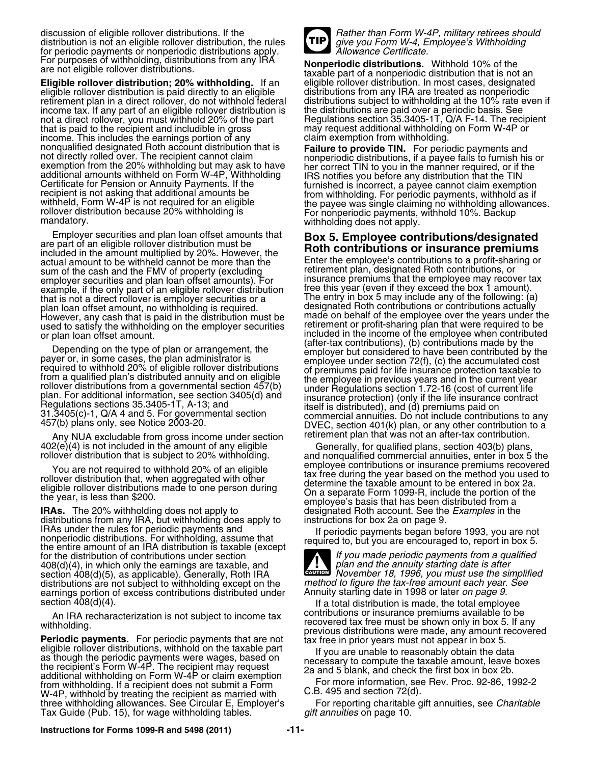discussion of eligible rollover distributions. If the distribution is not an eligible rollover distribution, the rules for periodic payments or nonperiodic distributions apply. For purposes of withholding, distributions from any IRA are not eligible rollover distributions.

**Eligible rollover distribution; 20% withholding.** If an eligible rollover distribution is paid directly to an eligible retirement plan in a direct rollover, do not withhold federal income tax. If any part of an eligible rollover distribution is not a direct rollover, you must withhold 20% of the part that is paid to the recipient and includible in gross income. This includes the earnings portion of any nonqualified designated Roth account distribution that is not directly rolled over. The recipient cannot claim exemption from the 20% withholding but may ask to have additional amounts withheld on Form W-4P, Withholding Certificate for Pension or Annuity Payments. If the recipient is not asking that additional amounts be withheld, Form W-4P is not required for an eligible rollover distribution because 20% withholding is mandatory.

Employer securities and plan loan offset amounts that are part of an eligible rollover distribution must be included in the amount multiplied by 20%. However, the actual amount to be withheld cannot be more than the sum of the cash and the FMV of property (excluding employer securities and plan loan offset amounts). For example, if the only part of an eligible rollover distribution that is not a direct rollover is employer securities or a plan loan offset amount, no withholding is required. However, any cash that is paid in the distribution must be used to satisfy the withholding on the employer securities or plan loan offset amount.

Depending on the type of plan or arrangement, the payer or, in some cases, the plan administrator is required to withhold 20% of eligible rollover distributions from a qualified plan's distributed annuity and on eligible rollover distributions from a governmental section 457(b) plan. For additional information, see section 3405(d) and Regulations sections 35.3405-1T, A-13; and 31.3405(c)-1, Q/A 4 and 5. For governmental section 457(b) plans only, see Notice 2003-20.

Any NUA excludable from gross income under section 402(e)(4) is not included in the amount of any eligible rollover distribution that is subject to 20% withholding.

You are not required to withhold 20% of an eligible rollover distribution that, when aggregated with other eligible rollover distributions made to one person during the year, is less than $200.

**IRAs.** The 20% withholding does not apply to distributions from any IRA, but withholding does apply to IRAs under the rules for periodic payments and nonperiodic distributions. For withholding, assume that the entire amount of an IRA distribution is taxable (except for the distribution of contributions under section 408(d)(4), in which only the earnings are taxable, and section 408(d)(5), as applicable). Generally, Roth IRA distributions are not subject to withholding except on the earnings portion of excess contributions distributed under section 408(d)(4).

An IRA recharacterization is not subject to income tax withholding.

**Periodic payments.** For periodic payments that are not eligible rollover distributions, withhold on the taxable part as though the periodic payments were wages, based on the recipient's Form W-4P. The recipient may request additional withholding on Form W-4P or claim exemption from withholding. If a recipient does not submit a Form W-4P, withhold by treating the recipient as married with three withholding allowances. See Circular E, Employer's Tax Guide (Pub. 15), for wage withholding tables.

TIP: *Rather than Form W-4P, military retirees should give you Form W-4, Employee's Withholding Allowance Certificate.*

**Nonperiodic distributions.** Withhold 10% of the taxable part of a nonperiodic distribution that is not an eligible rollover distribution. In most cases, designated distributions from any IRA are treated as nonperiodic distributions subject to withholding at the 10% rate even if the distributions are paid over a periodic basis. See Regulations section 35.3405-1T, Q/A F-14. The recipient may request additional withholding on Form W-4P or claim exemption from withholding.

**Failure to provide TIN.** For periodic payments and nonperiodic distributions, if a payee fails to furnish his or her correct TIN to you in the manner required, or if the IRS notifies you before any distribution that the TIN furnished is incorrect, a payee cannot claim exemption from withholding. For periodic payments, withhold as if the payee was single claiming no withholding allowances. For nonperiodic payments, withhold 10%. Backup withholding does not apply.

## Box 5. Employee contributions/designated Roth contributions or insurance premiums

Enter the employee's contributions to a profit-sharing or retirement plan, designated Roth contributions, or insurance premiums that the employee may recover tax free this year (even if they exceed the box 1 amount). The entry in box 5 may include any of the following: (a) designated Roth contributions or contributions actually made on behalf of the employee over the years under the retirement or profit-sharing plan that were required to be included in the income of the employee when contributed (after-tax contributions), (b) contributions made by the employer but considered to have been contributed by the employee under section 72(f), (c) the accumulated cost of premiums paid for life insurance protection taxable to the employee in previous years and in the current year under Regulations section 1.72-16 (cost of current life insurance protection) (only if the life insurance contract itself is distributed), and (d) premiums paid on commercial annuities. Do not include contributions to any DVEC, section 401(k) plan, or any other contribution to a retirement plan that was not an after-tax contribution.

Generally, for qualified plans, section 403(b) plans, and nonqualified commercial annuities, enter in box 5 the employee contributions or insurance premiums recovered tax free during the year based on the method you used to determine the taxable amount to be entered in box 2a. On a separate Form 1099-R, include the portion of the employee's basis that has been distributed from a designated Roth account. See the *Examples* in the instructions for box 2a on page 9.

If periodic payments began before 1993, you are not required to, but you are encouraged to, report in box 5.

CAUTION: *If you made periodic payments from a qualified plan and the annuity starting date is after November 18, 1996, you must use the simplified method to figure the tax-free amount each year. See* Annuity starting date in 1998 or later *on page 9.*

If a total distribution is made, the total employee contributions or insurance premiums available to be recovered tax free must be shown only in box 5. If any previous distributions were made, any amount recovered tax free in prior years must not appear in box 5.

If you are unable to reasonably obtain the data necessary to compute the taxable amount, leave boxes 2a and 5 blank, and check the first box in box 2b.

For more information, see Rev. Proc. 92-86, 1992-2 C.B. 495 and section 72(d).

For reporting charitable gift annuities, see *Charitable gift annuities* on page 10.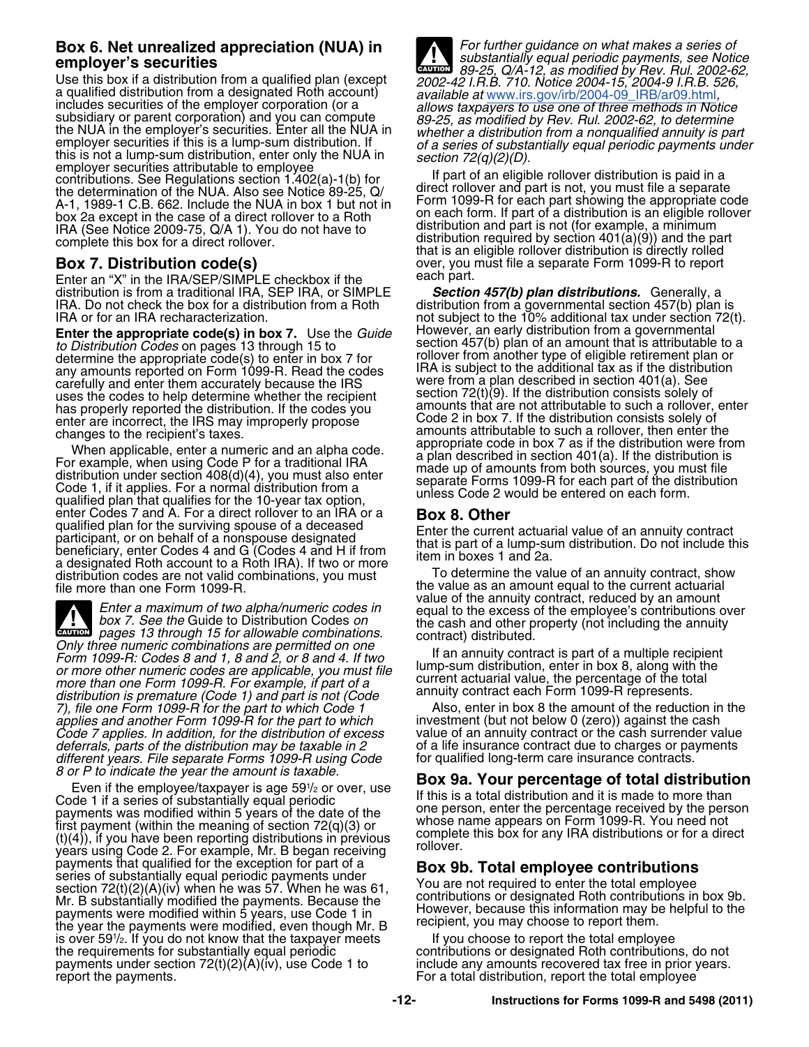### Box 6. Net unrealized appreciation (NUA) in employer's securities

Use this box if a distribution from a qualified plan (except a qualified distribution from a designated Roth account) includes securities of the employer corporation (or a subsidiary or parent corporation) and you can compute the NUA in the employer's securities. Enter all the NUA in employer securities if this is a lump-sum distribution. If this is not a lump-sum distribution, enter only the NUA in employer securities attributable to employee contributions. See Regulations section 1.402(a)-1(b) for the determination of the NUA. Also see Notice 89-25, Q/A-1, 1989-1 C.B. 662. Include the NUA in box 1 but not in box 2a except in the case of a direct rollover to a Roth IRA (See Notice 2009-75, Q/A 1). You do not have to complete this box for a direct rollover.

### Box 7. Distribution code(s)

Enter an "X" in the IRA/SEP/SIMPLE checkbox if the distribution is from a traditional IRA, SEP IRA, or SIMPLE IRA. Do not check the box for a distribution from a Roth IRA or for an IRA recharacterization.

**Enter the appropriate code(s) in box 7.** Use the *Guide to Distribution Codes* on pages 13 through 15 to determine the appropriate code(s) to enter in box 7 for any amounts reported on Form 1099-R. Read the codes carefully and enter them accurately because the IRS uses the codes to help determine whether the recipient has properly reported the distribution. If the codes you enter are incorrect, the IRS may improperly propose changes to the recipient's taxes.

When applicable, enter a numeric and an alpha code. For example, when using Code P for a traditional IRA distribution under section 408(d)(4), you must also enter Code 1, if it applies. For a normal distribution from a qualified plan that qualifies for the 10-year tax option, enter Codes 7 and A. For a direct rollover to an IRA or a qualified plan for the surviving spouse of a deceased participant, or on behalf of a nonspouse designated beneficiary, enter Codes 4 and G (Codes 4 and H if from a designated Roth account to a Roth IRA). If two or more distribution codes are not valid combinations, you must file more than one Form 1099-R.

**CAUTION:** *Enter a maximum of two alpha/numeric codes in box 7. See the* Guide to Distribution Codes *on pages 13 through 15 for allowable combinations. Only three numeric combinations are permitted on one Form 1099-R: Codes 8 and 1, 8 and 2, or 8 and 4. If two or more other numeric codes are applicable, you must file more than one Form 1099-R. For example, if part of a distribution is premature (Code 1) and part is not (Code 7), file one Form 1099-R for the part to which Code 1 applies and another Form 1099-R for the part to which Code 7 applies. In addition, for the distribution of excess deferrals, parts of the distribution may be taxable in 2 different years. File separate Forms 1099-R using Code 8 or P to indicate the year the amount is taxable.*

Even if the employee/taxpayer is age 59½ or over, use Code 1 if a series of substantially equal periodic payments was modified within 5 years of the date of the first payment (within the meaning of section 72(q)(3) or (t)(4)), if you have been reporting distributions in previous years using Code 2. For example, Mr. B began receiving payments that qualified for the exception for part of a series of substantially equal periodic payments under section 72(t)(2)(A)(iv) when he was 57. When he was 61, Mr. B substantially modified the payments. Because the payments were modified within 5 years, use Code 1 in the year the payments were modified, even though Mr. B is over 59½. If you do not know that the taxpayer meets the requirements for substantially equal periodic payments under section 72(t)(2)(A)(iv), use Code 1 to report the payments.

**CAUTION:** *For further guidance on what makes a series of substantially equal periodic payments, see Notice 89-25, Q/A-12, as modified by Rev. Rul. 2002-62, 2002-42 I.R.B. 710. Notice 2004-15, 2004-9 I.R.B. 526, available at www.irs.gov/irb/2004-09_IRB/ar09.html, allows taxpayers to use one of three methods in Notice 89-25, as modified by Rev. Rul. 2002-62, to determine whether a distribution from a nonqualified annuity is part of a series of substantially equal periodic payments under section 72(q)(2)(D).*

If part of an eligible rollover distribution is paid in a direct rollover and part is not, you must file a separate Form 1099-R for each part showing the appropriate code on each form. If part of a distribution is an eligible rollover distribution and part is not (for example, a minimum distribution required by section 401(a)(9)) and the part that is an eligible rollover distribution is directly rolled over, you must file a separate Form 1099-R to report each part.

***Section 457(b) plan distributions.*** Generally, a distribution from a governmental section 457(b) plan is not subject to the 10% additional tax under section 72(t). However, an early distribution from a governmental section 457(b) plan of an amount that is attributable to a rollover from another type of eligible retirement plan or IRA is subject to the additional tax as if the distribution were from a plan described in section 401(a). See section 72(t)(9). If the distribution consists solely of amounts that are not attributable to such a rollover, enter Code 2 in box 7. If the distribution consists solely of amounts attributable to such a rollover, then enter the appropriate code in box 7 as if the distribution were from a plan described in section 401(a). If the distribution is made up of amounts from both sources, you must file separate Forms 1099-R for each part of the distribution unless Code 2 would be entered on each form.

### Box 8. Other

Enter the current actuarial value of an annuity contract that is part of a lump-sum distribution. Do not include this item in boxes 1 and 2a.

To determine the value of an annuity contract, show the value as an amount equal to the current actuarial value of the annuity contract, reduced by an amount equal to the excess of the employee's contributions over the cash and other property (not including the annuity contract) distributed.

If an annuity contract is part of a multiple recipient lump-sum distribution, enter in box 8, along with the current actuarial value, the percentage of the total annuity contract each Form 1099-R represents.

Also, enter in box 8 the amount of the reduction in the investment (but not below 0 (zero)) against the cash value of an annuity contract or the cash surrender value of a life insurance contract due to charges or payments for qualified long-term care insurance contracts.

### Box 9a. Your percentage of total distribution

If this is a total distribution and it is made to more than one person, enter the percentage received by the person whose name appears on Form 1099-R. You need not complete this box for any IRA distributions or for a direct rollover.

### Box 9b. Total employee contributions

You are not required to enter the total employee contributions or designated Roth contributions in box 9b. However, because this information may be helpful to the recipient, you may choose to report them.

If you choose to report the total employee contributions or designated Roth contributions, do not include any amounts recovered tax free in prior years. For a total distribution, report the total employee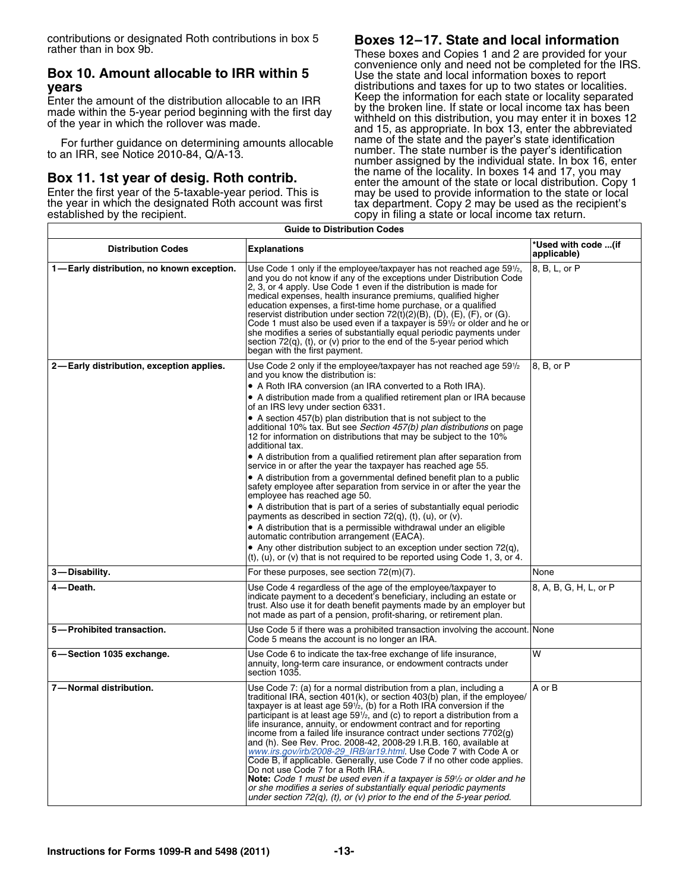contributions or designated Roth contributions in box 5 rather than in box 9b.

### Box 10. Amount allocable to IRR within 5 years

Enter the amount of the distribution allocable to an IRR made within the 5-year period beginning with the first day of the year in which the rollover was made.

For further guidance on determining amounts allocable to an IRR, see Notice 2010-84, Q/A-13.

### Box 11. 1st year of desig. Roth contrib.

Enter the first year of the 5-taxable-year period. This is the year in which the designated Roth account was first established by the recipient.

### Boxes 12–17. State and local information

These boxes and Copies 1 and 2 are provided for your convenience only and need not be completed for the IRS. Use the state and local information boxes to report distributions and taxes for up to two states or localities. Keep the information for each state or locality separated by the broken line. If state or local income tax has been withheld on this distribution, you may enter it in boxes 12 and 15, as appropriate. In box 13, enter the abbreviated name of the state and the payer's state identification number. The state number is the payer's identification number assigned by the individual state. In box 16, enter the name of the locality. In boxes 14 and 17, you may enter the amount of the state or local distribution. Copy 1 may be used to provide information to the state or local tax department. Copy 2 may be used as the recipient's copy in filing a state or local income tax return.

**Guide to Distribution Codes**

| Distribution Codes | Explanations | *Used with code ...(if applicable) |
|---|---|---|
| **1—Early distribution, no known exception.** | Use Code 1 only if the employee/taxpayer has not reached age 59½, and you do not know if any of the exceptions under Distribution Code 2, 3, or 4 apply. Use Code 1 even if the distribution is made for medical expenses, health insurance premiums, qualified higher education expenses, a first-time home purchase, or a qualified reservist distribution under section 72(t)(2)(B), (D), (E), (F), or (G). Code 1 must also be used even if a taxpayer is 59½ or older and he or she modifies a series of substantially equal periodic payments under section 72(q), (t), or (v) prior to the end of the 5-year period which began with the first payment. | 8, B, L, or P |
| **2—Early distribution, exception applies.** | Use Code 2 only if the employee/taxpayer has not reached age 59½ and you know the distribution is:<br>• A Roth IRA conversion (an IRA converted to a Roth IRA).<br>• A distribution made from a qualified retirement plan or IRA because of an IRS levy under section 6331.<br>• A section 457(b) plan distribution that is not subject to the additional 10% tax. But see *Section 457(b) plan distributions* on page 12 for information on distributions that may be subject to the 10% additional tax.<br>• A distribution from a qualified retirement plan after separation from service in or after the year the taxpayer has reached age 55.<br>• A distribution from a governmental defined benefit plan to a public safety employee after separation from service in or after the year the employee has reached age 50.<br>• A distribution that is part of a series of substantially equal periodic payments as described in section 72(q), (t), (u), or (v).<br>• A distribution that is a permissible withdrawal under an eligible automatic contribution arrangement (EACA).<br>• Any other distribution subject to an exception under section 72(q), (t), (u), or (v) that is not required to be reported using Code 1, 3, or 4. | 8, B, or P |
| **3—Disability.** | For these purposes, see section 72(m)(7). | None |
| **4—Death.** | Use Code 4 regardless of the age of the employee/taxpayer to indicate payment to a decedent's beneficiary, including an estate or trust. Also use it for death benefit payments made by an employer but not made as part of a pension, profit-sharing, or retirement plan. | 8, A, B, G, H, L, or P |
| **5—Prohibited transaction.** | Use Code 5 if there was a prohibited transaction involving the account. Code 5 means the account is no longer an IRA. | None |
| **6—Section 1035 exchange.** | Use Code 6 to indicate the tax-free exchange of life insurance, annuity, long-term care insurance, or endowment contracts under section 1035. | W |
| **7—Normal distribution.** | Use Code 7: (a) for a normal distribution from a plan, including a traditional IRA, section 401(k), or section 403(b) plan, if the employee/taxpayer is at least age 59½, (b) for a Roth IRA conversion if the participant is at least age 59½, and (c) to report a distribution from a life insurance, annuity, or endowment contract and for reporting income from a failed life insurance contract under sections 7702(g) and (h). See Rev. Proc. 2008-42, 2008-29 I.R.B. 160, available at *www.irs.gov/irb/2008-29_IRB/ar19.html*. Use Code 7 with Code A or Code B, if applicable. Generally, use Code 7 if no other code applies. Do not use Code 7 for a Roth IRA.<br>**Note:** *Code 1 must be used even if a taxpayer is 59½ or older and he or she modifies a series of substantially equal periodic payments under section 72(q), (t), or (v) prior to the end of the 5-year period.* | A or B |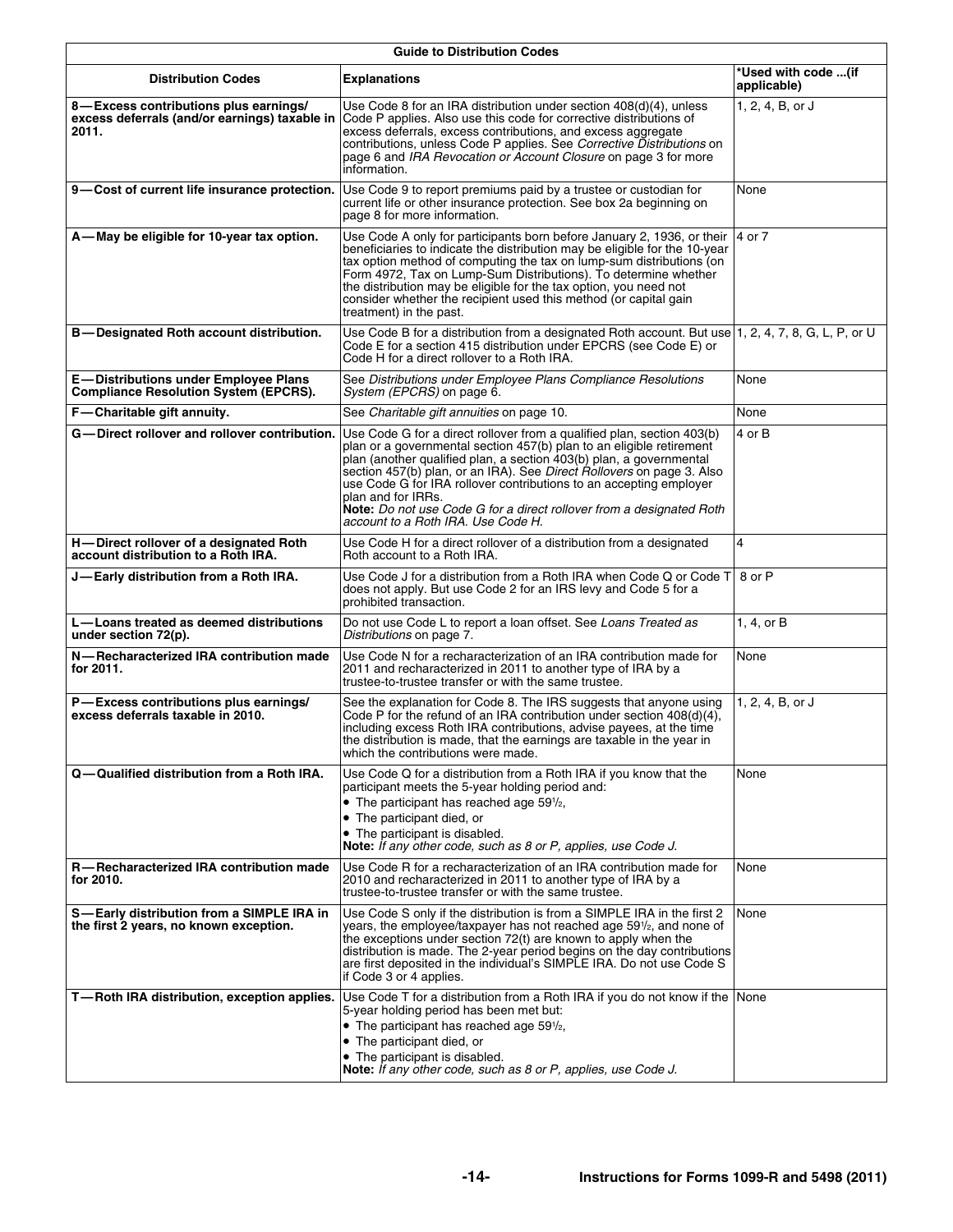| Guide to Distribution Codes | | |
|---|---|---|
| **Distribution Codes** | **Explanations** | ***Used with code ...(if applicable)** |
| **8—Excess contributions plus earnings/ excess deferrals (and/or earnings) taxable in 2011.** | Use Code 8 for an IRA distribution under section 408(d)(4), unless Code P applies. Also use this code for corrective distributions of excess deferrals, excess contributions, and excess aggregate contributions, unless Code P applies. See *Corrective Distributions* on page 6 and *IRA Revocation or Account Closure* on page 3 for more information. | 1, 2, 4, B, or J |
| **9—Cost of current life insurance protection.** | Use Code 9 to report premiums paid by a trustee or custodian for current life or other insurance protection. See box 2a beginning on page 8 for more information. | None |
| **A—May be eligible for 10-year tax option.** | Use Code A only for participants born before January 2, 1936, or their beneficiaries to indicate the distribution may be eligible for the 10-year tax option method of computing the tax on lump-sum distributions (on Form 4972, Tax on Lump-Sum Distributions). To determine whether the distribution may be eligible for the tax option, you need not consider whether the recipient used this method (or capital gain treatment) in the past. | 4 or 7 |
| **B—Designated Roth account distribution.** | Use Code B for a distribution from a designated Roth account. But use Code E for a section 415 distribution under EPCRS (see Code E) or Code H for a direct rollover to a Roth IRA. | 1, 2, 4, 7, 8, G, L, P, or U |
| **E—Distributions under Employee Plans Compliance Resolution System (EPCRS).** | See *Distributions under Employee Plans Compliance Resolutions System (EPCRS)* on page 6. | None |
| **F—Charitable gift annuity.** | See *Charitable gift annuities* on page 10. | None |
| **G—Direct rollover and rollover contribution.** | Use Code G for a direct rollover from a qualified plan, section 403(b) plan or a governmental section 457(b) plan to an eligible retirement plan (another qualified plan, a section 403(b) plan, a governmental section 457(b) plan, or an IRA). See *Direct Rollovers* on page 3. Also use Code G for IRA rollover contributions to an accepting employer plan and for IRRs.<br>**Note:** *Do not use Code G for a direct rollover from a designated Roth account to a Roth IRA. Use Code H.* | 4 or B |
| **H—Direct rollover of a designated Roth account distribution to a Roth IRA.** | Use Code H for a direct rollover of a distribution from a designated Roth account to a Roth IRA. | 4 |
| **J—Early distribution from a Roth IRA.** | Use Code J for a distribution from a Roth IRA when Code Q or Code T does not apply. But use Code 2 for an IRS levy and Code 5 for a prohibited transaction. | 8 or P |
| **L—Loans treated as deemed distributions under section 72(p).** | Do not use Code L to report a loan offset. See *Loans Treated as Distributions* on page 7. | 1, 4, or B |
| **N—Recharacterized IRA contribution made for 2011.** | Use Code N for a recharacterization of an IRA contribution made for 2011 and recharacterized in 2011 to another type of IRA by a trustee-to-trustee transfer or with the same trustee. | None |
| **P—Excess contributions plus earnings/ excess deferrals taxable in 2010.** | See the explanation for Code 8. The IRS suggests that anyone using Code P for the refund of an IRA contribution under section 408(d)(4), including excess Roth IRA contributions, advise payees, at the time the distribution is made, that the earnings are taxable in the year in which the contributions were made. | 1, 2, 4, B, or J |
| **Q—Qualified distribution from a Roth IRA.** | Use Code Q for a distribution from a Roth IRA if you know that the participant meets the 5-year holding period and:<br>• The participant has reached age 59½,<br>• The participant died, or<br>• The participant is disabled.<br>**Note:** *If any other code, such as 8 or P, applies, use Code J.* | None |
| **R—Recharacterized IRA contribution made for 2010.** | Use Code R for a recharacterization of an IRA contribution made for 2010 and recharacterized in 2011 to another type of IRA by a trustee-to-trustee transfer or with the same trustee. | None |
| **S—Early distribution from a SIMPLE IRA in the first 2 years, no known exception.** | Use Code S only if the distribution is from a SIMPLE IRA in the first 2 years, the employee/taxpayer has not reached age 59½, and none of the exceptions under section 72(t) are known to apply when the distribution is made. The 2-year period begins on the day contributions are first deposited in the individual's SIMPLE IRA. Do not use Code S if Code 3 or 4 applies. | None |
| **T—Roth IRA distribution, exception applies.** | Use Code T for a distribution from a Roth IRA if you do not know if the 5-year holding period has been met but:<br>• The participant has reached age 59½,<br>• The participant died, or<br>• The participant is disabled.<br>**Note:** *If any other code, such as 8 or P, applies, use Code J.* | None |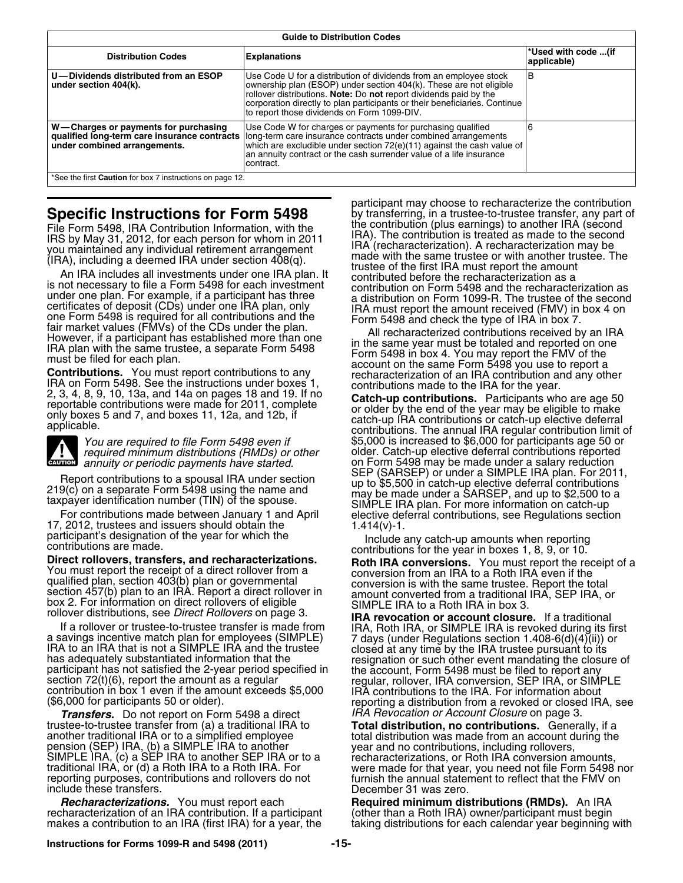| Guide to Distribution Codes | | |
|---|---|---|
| **Distribution Codes** | **Explanations** | **\*Used with code ...(if applicable)** |
| **U—Dividends distributed from an ESOP under section 404(k).** | Use Code U for a distribution of dividends from an employee stock ownership plan (ESOP) under section 404(k). These are not eligible rollover distributions. **Note:** Do **not** report dividends paid by the corporation directly to plan participants or their beneficiaries. Continue to report those dividends on Form 1099-DIV. | B |
| **W—Charges or payments for purchasing qualified long-term care insurance contracts under combined arrangements.** | Use Code W for charges or payments for purchasing qualified long-term care insurance contracts under combined arrangements which are excludible under section 72(e)(11) against the cash value of an annuity contract or the cash surrender value of a life insurance contract. | 6 |

\*See the first **Caution** for box 7 instructions on page 12.

# Specific Instructions for Form 5498

File Form 5498, IRA Contribution Information, with the IRS by May 31, 2012, for each person for whom in 2011 you maintained any individual retirement arrangement (IRA), including a deemed IRA under section 408(q).

An IRA includes all investments under one IRA plan. It is not necessary to file a Form 5498 for each investment under one plan. For example, if a participant has three certificates of deposit (CDs) under one IRA plan, only one Form 5498 is required for all contributions and the fair market values (FMVs) of the CDs under the plan. However, if a participant has established more than one IRA plan with the same trustee, a separate Form 5498 must be filed for each plan.

**Contributions.** You must report contributions to any IRA on Form 5498. See the instructions under boxes 1, 2, 3, 4, 8, 9, 10, 13a, and 14a on pages 18 and 19. If no reportable contributions were made for 2011, complete only boxes 5 and 7, and boxes 11, 12a, and 12b, if applicable.

> **CAUTION:** *You are required to file Form 5498 even if required minimum distributions (RMDs) or other annuity or periodic payments have started.*

Report contributions to a spousal IRA under section 219(c) on a separate Form 5498 using the name and taxpayer identification number (TIN) of the spouse.

For contributions made between January 1 and April 17, 2012, trustees and issuers should obtain the participant's designation of the year for which the contributions are made.

**Direct rollovers, transfers, and recharacterizations.** You must report the receipt of a direct rollover from a qualified plan, section 403(b) plan or governmental section 457(b) plan to an IRA. Report a direct rollover in box 2. For information on direct rollovers of eligible rollover distributions, see *Direct Rollovers* on page 3.

If a rollover or trustee-to-trustee transfer is made from a savings incentive match plan for employees (SIMPLE) IRA to an IRA that is not a SIMPLE IRA and the trustee has adequately substantiated information that the participant has not satisfied the 2-year period specified in section 72(t)(6), report the amount as a regular contribution in box 1 even if the amount exceeds $5,000 ($6,000 for participants 50 or older).

***Transfers.*** Do not report on Form 5498 a direct trustee-to-trustee transfer from (a) a traditional IRA to another traditional IRA or to a simplified employee pension (SEP) IRA, (b) a SIMPLE IRA to another SIMPLE IRA, (c) a SEP IRA to another SEP IRA or to a traditional IRA, or (d) a Roth IRA to a Roth IRA. For reporting purposes, contributions and rollovers do not include these transfers.

***Recharacterizations.*** You must report each recharacterization of an IRA contribution. If a participant makes a contribution to an IRA (first IRA) for a year, the participant may choose to recharacterize the contribution by transferring, in a trustee-to-trustee transfer, any part of the contribution (plus earnings) to another IRA (second IRA). The contribution is treated as made to the second IRA (recharacterization). A recharacterization may be made with the same trustee or with another trustee. The trustee of the first IRA must report the amount contributed before the recharacterization as a contribution on Form 5498 and the recharacterization as a distribution on Form 1099-R. The trustee of the second IRA must report the amount received (FMV) in box 4 on Form 5498 and check the type of IRA in box 7.

All recharacterized contributions received by an IRA in the same year must be totaled and reported on one Form 5498 in box 4. You may report the FMV of the account on the same Form 5498 you use to report a recharacterization of an IRA contribution and any other contributions made to the IRA for the year.

**Catch-up contributions.** Participants who are age 50 or older by the end of the year may be eligible to make catch-up IRA contributions or catch-up elective deferral contributions. The annual IRA regular contribution limit of $5,000 is increased to $6,000 for participants age 50 or older. Catch-up elective deferral contributions reported on Form 5498 may be made under a salary reduction SEP (SARSEP) or under a SIMPLE IRA plan. For 2011, up to $5,500 in catch-up elective deferral contributions may be made under a SARSEP, and up to $2,500 to a SIMPLE IRA plan. For more information on catch-up elective deferral contributions, see Regulations section 1.414(v)-1.

Include any catch-up amounts when reporting contributions for the year in boxes 1, 8, 9, or 10.

**Roth IRA conversions.** You must report the receipt of a conversion from an IRA to a Roth IRA even if the conversion is with the same trustee. Report the total amount converted from a traditional IRA, SEP IRA, or SIMPLE IRA to a Roth IRA in box 3.

**IRA revocation or account closure.** If a traditional IRA, Roth IRA, or SIMPLE IRA is revoked during its first 7 days (under Regulations section 1.408-6(d)(4)(ii)) or closed at any time by the IRA trustee pursuant to its resignation or such other event mandating the closure of the account, Form 5498 must be filed to report any regular, rollover, IRA conversion, SEP IRA, or SIMPLE IRA contributions to the IRA. For information about reporting a distribution from a revoked or closed IRA, see *IRA Revocation or Account Closure* on page 3.

**Total distribution, no contributions.** Generally, if a total distribution was made from an account during the year and no contributions, including rollovers, recharacterizations, or Roth IRA conversion amounts, were made for that year, you need not file Form 5498 nor furnish the annual statement to reflect that the FMV on December 31 was zero.

**Required minimum distributions (RMDs).** An IRA (other than a Roth IRA) owner/participant must begin taking distributions for each calendar year beginning with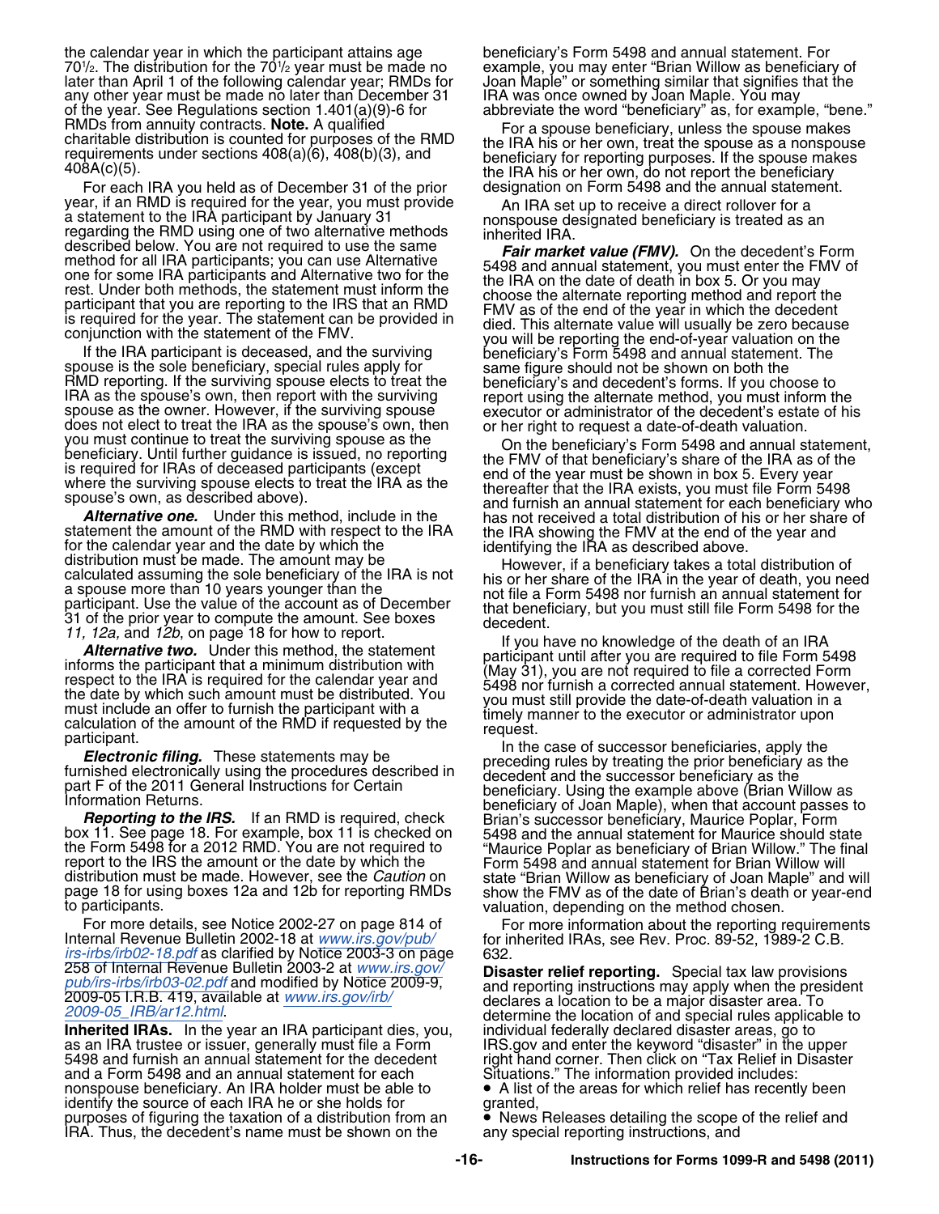the calendar year in which the participant attains age $70^1/_2$. The distribution for the $70^1/_2$ year must be made no later than April 1 of the following calendar year; RMDs for any other year must be made no later than December 31 of the year. See Regulations section 1.401(a)(9)-6 for RMDs from annuity contracts. **Note.** A qualified charitable distribution is counted for purposes of the RMD requirements under sections 408(a)(6), 408(b)(3), and 408A(c)(5).

For each IRA you held as of December 31 of the prior year, if an RMD is required for the year, you must provide a statement to the IRA participant by January 31 regarding the RMD using one of two alternative methods described below. You are not required to use the same method for all IRA participants; you can use Alternative one for some IRA participants and Alternative two for the rest. Under both methods, the statement must inform the participant that you are reporting to the IRS that an RMD is required for the year. The statement can be provided in conjunction with the statement of the FMV.

If the IRA participant is deceased, and the surviving spouse is the sole beneficiary, special rules apply for RMD reporting. If the surviving spouse elects to treat the IRA as the spouse's own, then report with the surviving spouse as the owner. However, if the surviving spouse does not elect to treat the IRA as the spouse's own, then you must continue to treat the surviving spouse as the beneficiary. Until further guidance is issued, no reporting is required for IRAs of deceased participants (except where the surviving spouse elects to treat the IRA as the spouse's own, as described above).

***Alternative one.*** Under this method, include in the statement the amount of the RMD with respect to the IRA for the calendar year and the date by which the distribution must be made. The amount may be calculated assuming the sole beneficiary of the IRA is not a spouse more than 10 years younger than the participant. Use the value of the account as of December 31 of the prior year to compute the amount. See boxes *11, 12a,* and *12b*, on page 18 for how to report.

***Alternative two.*** Under this method, the statement informs the participant that a minimum distribution with respect to the IRA is required for the calendar year and the date by which such amount must be distributed. You must include an offer to furnish the participant with a calculation of the amount of the RMD if requested by the participant.

***Electronic filing.*** These statements may be furnished electronically using the procedures described in part F of the 2011 General Instructions for Certain Information Returns.

***Reporting to the IRS.*** If an RMD is required, check box 11. See page 18. For example, box 11 is checked on the Form 5498 for a 2012 RMD. You are not required to report to the IRS the amount or the date by which the distribution must be made. However, see the *Caution* on page 18 for using boxes 12a and 12b for reporting RMDs to participants.

For more details, see Notice 2002-27 on page 814 of Internal Revenue Bulletin 2002-18 at www.irs.gov/pub/irs-irbs/irb02-18.pdf as clarified by Notice 2003-3 on page 258 of Internal Revenue Bulletin 2003-2 at www.irs.gov/pub/irs-irbs/irb03-02.pdf and modified by Notice 2009-9, 2009-05 I.R.B. 419, available at www.irs.gov/irb/2009-05_IRB/ar12.html.

**Inherited IRAs.** In the year an IRA participant dies, you, as an IRA trustee or issuer, generally must file a Form 5498 and furnish an annual statement for the decedent and a Form 5498 and an annual statement for each nonspouse beneficiary. An IRA holder must be able to identify the source of each IRA he or she holds for purposes of figuring the taxation of a distribution from an IRA. Thus, the decedent's name must be shown on the beneficiary's Form 5498 and annual statement. For example, you may enter "Brian Willow as beneficiary of Joan Maple" or something similar that signifies that the IRA was once owned by Joan Maple. You may abbreviate the word "beneficiary" as, for example, "bene."

For a spouse beneficiary, unless the spouse makes the IRA his or her own, treat the spouse as a nonspouse beneficiary for reporting purposes. If the spouse makes the IRA his or her own, do not report the beneficiary designation on Form 5498 and the annual statement.

An IRA set up to receive a direct rollover for a nonspouse designated beneficiary is treated as an inherited IRA.

***Fair market value (FMV).*** On the decedent's Form 5498 and annual statement, you must enter the FMV of the IRA on the date of death in box 5. Or you may choose the alternate reporting method and report the FMV as of the end of the year in which the decedent died. This alternate value will usually be zero because you will be reporting the end-of-year valuation on the beneficiary's Form 5498 and annual statement. The same figure should not be shown on both the beneficiary's and decedent's forms. If you choose to report using the alternate method, you must inform the executor or administrator of the decedent's estate of his or her right to request a date-of-death valuation.

On the beneficiary's Form 5498 and annual statement, the FMV of that beneficiary's share of the IRA as of the end of the year must be shown in box 5. Every year thereafter that the IRA exists, you must file Form 5498 and furnish an annual statement for each beneficiary who has not received a total distribution of his or her share of the IRA showing the FMV at the end of the year and identifying the IRA as described above.

However, if a beneficiary takes a total distribution of his or her share of the IRA in the year of death, you need not file a Form 5498 nor furnish an annual statement for that beneficiary, but you must still file Form 5498 for the decedent.

If you have no knowledge of the death of an IRA participant until after you are required to file Form 5498 (May 31), you are not required to file a corrected Form 5498 nor furnish a corrected annual statement. However, you must still provide the date-of-death valuation in a timely manner to the executor or administrator upon request.

In the case of successor beneficiaries, apply the preceding rules by treating the prior beneficiary as the decedent and the successor beneficiary as the beneficiary. Using the example above (Brian Willow as beneficiary of Joan Maple), when that account passes to Brian's successor beneficiary, Maurice Poplar, Form 5498 and the annual statement for Maurice should state "Maurice Poplar as beneficiary of Brian Willow." The final Form 5498 and annual statement for Brian Willow will state "Brian Willow as beneficiary of Joan Maple" and will show the FMV as of the date of Brian's death or year-end valuation, depending on the method chosen.

For more information about the reporting requirements for inherited IRAs, see Rev. Proc. 89-52, 1989-2 C.B. 632.

**Disaster relief reporting.** Special tax law provisions and reporting instructions may apply when the president declares a location to be a major disaster area. To determine the location of and special rules applicable to individual federally declared disaster areas, go to IRS.gov and enter the keyword "disaster" in the upper right hand corner. Then click on "Tax Relief in Disaster Situations." The information provided includes:

- A list of the areas for which relief has recently been granted,
- News Releases detailing the scope of the relief and any special reporting instructions, and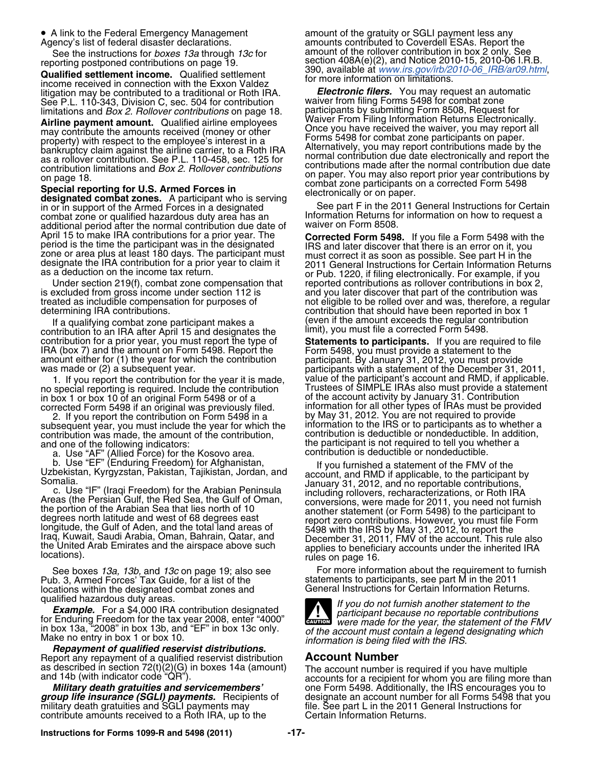- A link to the Federal Emergency Management Agency's list of federal disaster declarations.

See the instructions for *boxes 13a* through *13c* for reporting postponed contributions on page 19.

**Qualified settlement income.** Qualified settlement income received in connection with the Exxon Valdez litigation may be contributed to a traditional or Roth IRA. See P.L. 110-343, Division C, sec. 504 for contribution limitations and *Box 2. Rollover contributions* on page 18.

**Airline payment amount.** Qualified airline employees may contribute the amounts received (money or other property) with respect to the employee's interest in a bankruptcy claim against the airline carrier, to a Roth IRA as a rollover contribution. See P.L. 110-458, sec. 125 for contribution limitations and *Box 2. Rollover contributions* on page 18.

**Special reporting for U.S. Armed Forces in designated combat zones.** A participant who is serving in or in support of the Armed Forces in a designated combat zone or qualified hazardous duty area has an additional period after the normal contribution due date of April 15 to make IRA contributions for a prior year. The period is the time the participant was in the designated zone or area plus at least 180 days. The participant must designate the IRA contribution for a prior year to claim it as a deduction on the income tax return.

Under section 219(f), combat zone compensation that is excluded from gross income under section 112 is treated as includible compensation for purposes of determining IRA contributions.

If a qualifying combat zone participant makes a contribution to an IRA after April 15 and designates the contribution for a prior year, you must report the type of IRA (box 7) and the amount on Form 5498. Report the amount either for (1) the year for which the contribution was made or (2) a subsequent year.

1. If you report the contribution for the year it is made, no special reporting is required. Include the contribution in box 1 or box 10 of an original Form 5498 or of a corrected Form 5498 if an original was previously filed.

2. If you report the contribution on Form 5498 in a subsequent year, you must include the year for which the contribution was made, the amount of the contribution, and one of the following indicators:

a. Use "AF" (Allied Force) for the Kosovo area.

b. Use "EF" (Enduring Freedom) for Afghanistan, Uzbekistan, Kyrgyzstan, Pakistan, Tajikistan, Jordan, and Somalia.

c. Use "IF" (Iraqi Freedom) for the Arabian Peninsula Areas (the Persian Gulf, the Red Sea, the Gulf of Oman, the portion of the Arabian Sea that lies north of 10 degrees north latitude and west of 68 degrees east longitude, the Gulf of Aden, and the total land areas of Iraq, Kuwait, Saudi Arabia, Oman, Bahrain, Qatar, and the United Arab Emirates and the airspace above such locations).

See boxes *13a, 13b,* and *13c* on page 19; also see Pub. 3, Armed Forces' Tax Guide, for a list of the locations within the designated combat zones and qualified hazardous duty areas.

***Example.*** For a $4,000 IRA contribution designated for Enduring Freedom for the tax year 2008, enter "4000" in box 13a, "2008" in box 13b, and "EF" in box 13c only. Make no entry in box 1 or box 10.

***Repayment of qualified reservist distributions.*** Report any repayment of a qualified reservist distribution as described in section 72(t)(2)(G) in boxes 14a (amount) and 14b (with indicator code "QR").

***Military death gratuities and servicemembers' group life insurance (SGLI) payments.*** Recipients of military death gratuities and SGLI payments may contribute amounts received to a Roth IRA, up to the amount of the gratuity or SGLI payment less any amounts contributed to Coverdell ESAs. Report the amount of the rollover contribution in box 2 only. See section 408A(e)(2), and Notice 2010-15, 2010-06 I.R.B. 390, available at *www.irs.gov/irb/2010-06_IRB/ar09.html*, for more information on limitations.

***Electronic filers.*** You may request an automatic waiver from filing Forms 5498 for combat zone participants by submitting Form 8508, Request for Waiver From Filing Information Returns Electronically. Once you have received the waiver, you may report all Forms 5498 for combat zone participants on paper. Alternatively, you may report contributions made by the normal contribution due date electronically and report the contributions made after the normal contribution due date on paper. You may also report prior year contributions by combat zone participants on a corrected Form 5498 electronically or on paper.

See part F in the 2011 General Instructions for Certain Information Returns for information on how to request a waiver on Form 8508.

**Corrected Form 5498.** If you file a Form 5498 with the IRS and later discover that there is an error on it, you must correct it as soon as possible. See part H in the 2011 General Instructions for Certain Information Returns or Pub. 1220, if filing electronically. For example, if you reported contributions as rollover contributions in box 2, and you later discover that part of the contribution was not eligible to be rolled over and was, therefore, a regular contribution that should have been reported in box 1 (even if the amount exceeds the regular contribution limit), you must file a corrected Form 5498.

**Statements to participants.** If you are required to file Form 5498, you must provide a statement to the participant. By January 31, 2012, you must provide participants with a statement of the December 31, 2011, value of the participant's account and RMD, if applicable. Trustees of SIMPLE IRAs also must provide a statement of the account activity by January 31. Contribution information for all other types of IRAs must be provided by May 31, 2012. You are not required to provide information to the IRS or to participants as to whether a contribution is deductible or nondeductible. In addition, the participant is not required to tell you whether a contribution is deductible or nondeductible.

If you furnished a statement of the FMV of the account, and RMD if applicable, to the participant by January 31, 2012, and no reportable contributions, including rollovers, recharacterizations, or Roth IRA conversions, were made for 2011, you need not furnish another statement (or Form 5498) to the participant to report zero contributions. However, you must file Form 5498 with the IRS by May 31, 2012, to report the December 31, 2011, FMV of the account. This rule also applies to beneficiary accounts under the inherited IRA rules on page 16.

For more information about the requirement to furnish statements to participants, see part M in the 2011 General Instructions for Certain Information Returns.

> **CAUTION:** *If you do not furnish another statement to the participant because no reportable contributions were made for the year, the statement of the FMV of the account must contain a legend designating which information is being filed with the IRS.*

## Account Number

The account number is required if you have multiple accounts for a recipient for whom you are filing more than one Form 5498. Additionally, the IRS encourages you to designate an account number for all Forms 5498 that you file. See part L in the 2011 General Instructions for Certain Information Returns.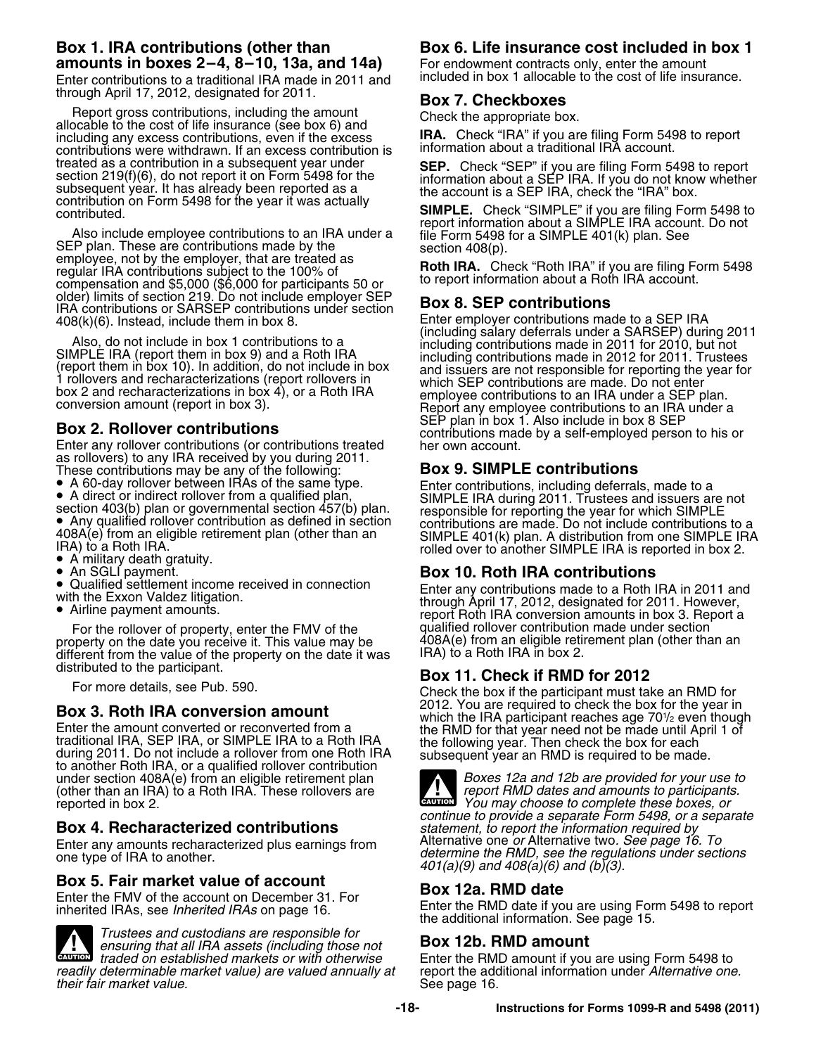### Box 1. IRA contributions (other than amounts in boxes 2–4, 8–10, 13a, and 14a)

Enter contributions to a traditional IRA made in 2011 and through April 17, 2012, designated for 2011.

Report gross contributions, including the amount allocable to the cost of life insurance (see box 6) and including any excess contributions, even if the excess contributions were withdrawn. If an excess contribution is treated as a contribution in a subsequent year under section 219(f)(6), do not report it on Form 5498 for the subsequent year. It has already been reported as a contribution on Form 5498 for the year it was actually contributed.

Also include employee contributions to an IRA under a SEP plan. These are contributions made by the employee, not by the employer, that are treated as regular IRA contributions subject to the 100% of compensation and $5,000 ($6,000 for participants 50 or older) limits of section 219. Do not include employer SEP IRA contributions or SARSEP contributions under section 408(k)(6). Instead, include them in box 8.

Also, do not include in box 1 contributions to a SIMPLE IRA (report them in box 9) and a Roth IRA (report them in box 10). In addition, do not include in box 1 rollovers and recharacterizations (report rollovers in box 2 and recharacterizations in box 4), or a Roth IRA conversion amount (report in box 3).

### Box 2. Rollover contributions

Enter any rollover contributions (or contributions treated as rollovers) to any IRA received by you during 2011. These contributions may be any of the following:

- A 60-day rollover between IRAs of the same type.
- A direct or indirect rollover from a qualified plan, section 403(b) plan or governmental section 457(b) plan.
- Any qualified rollover contribution as defined in section 408A(e) from an eligible retirement plan (other than an IRA) to a Roth IRA.
- A military death gratuity.
- An SGLI payment.
- Qualified settlement income received in connection with the Exxon Valdez litigation.
- Airline payment amounts.

For the rollover of property, enter the FMV of the property on the date you receive it. This value may be different from the value of the property on the date it was distributed to the participant.

For more details, see Pub. 590.

### Box 3. Roth IRA conversion amount

Enter the amount converted or reconverted from a traditional IRA, SEP IRA, or SIMPLE IRA to a Roth IRA during 2011. Do not include a rollover from one Roth IRA to another Roth IRA, or a qualified rollover contribution under section 408A(e) from an eligible retirement plan (other than an IRA) to a Roth IRA. These rollovers are reported in box 2.

### Box 4. Recharacterized contributions

Enter any amounts recharacterized plus earnings from one type of IRA to another.

### Box 5. Fair market value of account

Enter the FMV of the account on December 31. For inherited IRAs, see *Inherited IRAs* on page 16.

**CAUTION** *Trustees and custodians are responsible for ensuring that all IRA assets (including those not traded on established markets or with otherwise readily determinable market value) are valued annually at their fair market value.*

### Box 6. Life insurance cost included in box 1

For endowment contracts only, enter the amount included in box 1 allocable to the cost of life insurance.

### Box 7. Checkboxes

Check the appropriate box.

**IRA.** Check "IRA" if you are filing Form 5498 to report information about a traditional IRA account.

**SEP.** Check "SEP" if you are filing Form 5498 to report information about a SEP IRA. If you do not know whether the account is a SEP IRA, check the "IRA" box.

**SIMPLE.** Check "SIMPLE" if you are filing Form 5498 to report information about a SIMPLE IRA account. Do not file Form 5498 for a SIMPLE 401(k) plan. See section 408(p).

**Roth IRA.** Check "Roth IRA" if you are filing Form 5498 to report information about a Roth IRA account.

### Box 8. SEP contributions

Enter employer contributions made to a SEP IRA (including salary deferrals under a SARSEP) during 2011 including contributions made in 2011 for 2010, but not including contributions made in 2012 for 2011. Trustees and issuers are not responsible for reporting the year for which SEP contributions are made. Do not enter employee contributions to an IRA under a SEP plan. Report any employee contributions to an IRA under a SEP plan in box 1. Also include in box 8 SEP contributions made by a self-employed person to his or her own account.

### Box 9. SIMPLE contributions

Enter contributions, including deferrals, made to a SIMPLE IRA during 2011. Trustees and issuers are not responsible for reporting the year for which SIMPLE contributions are made. Do not include contributions to a SIMPLE 401(k) plan. A distribution from one SIMPLE IRA rolled over to another SIMPLE IRA is reported in box 2.

### Box 10. Roth IRA contributions

Enter any contributions made to a Roth IRA in 2011 and through April 17, 2012, designated for 2011. However, report Roth IRA conversion amounts in box 3. Report a qualified rollover contribution made under section 408A(e) from an eligible retirement plan (other than an IRA) to a Roth IRA in box 2.

### Box 11. Check if RMD for 2012

Check the box if the participant must take an RMD for 2012. You are required to check the box for the year in which the IRA participant reaches age 70½ even though the RMD for that year need not be made until April 1 of the following year. Then check the box for each subsequent year an RMD is required to be made.

**CAUTION** *Boxes 12a and 12b are provided for your use to report RMD dates and amounts to participants. You may choose to complete these boxes, or continue to provide a separate Form 5498, or a separate statement, to report the information required by Alternative one or Alternative two. See page 16. To determine the RMD, see the regulations under sections 401(a)(9) and 408(a)(6) and (b)(3).*

### Box 12a. RMD date

Enter the RMD date if you are using Form 5498 to report the additional information. See page 15.

### Box 12b. RMD amount

Enter the RMD amount if you are using Form 5498 to report the additional information under *Alternative one*. See page 16.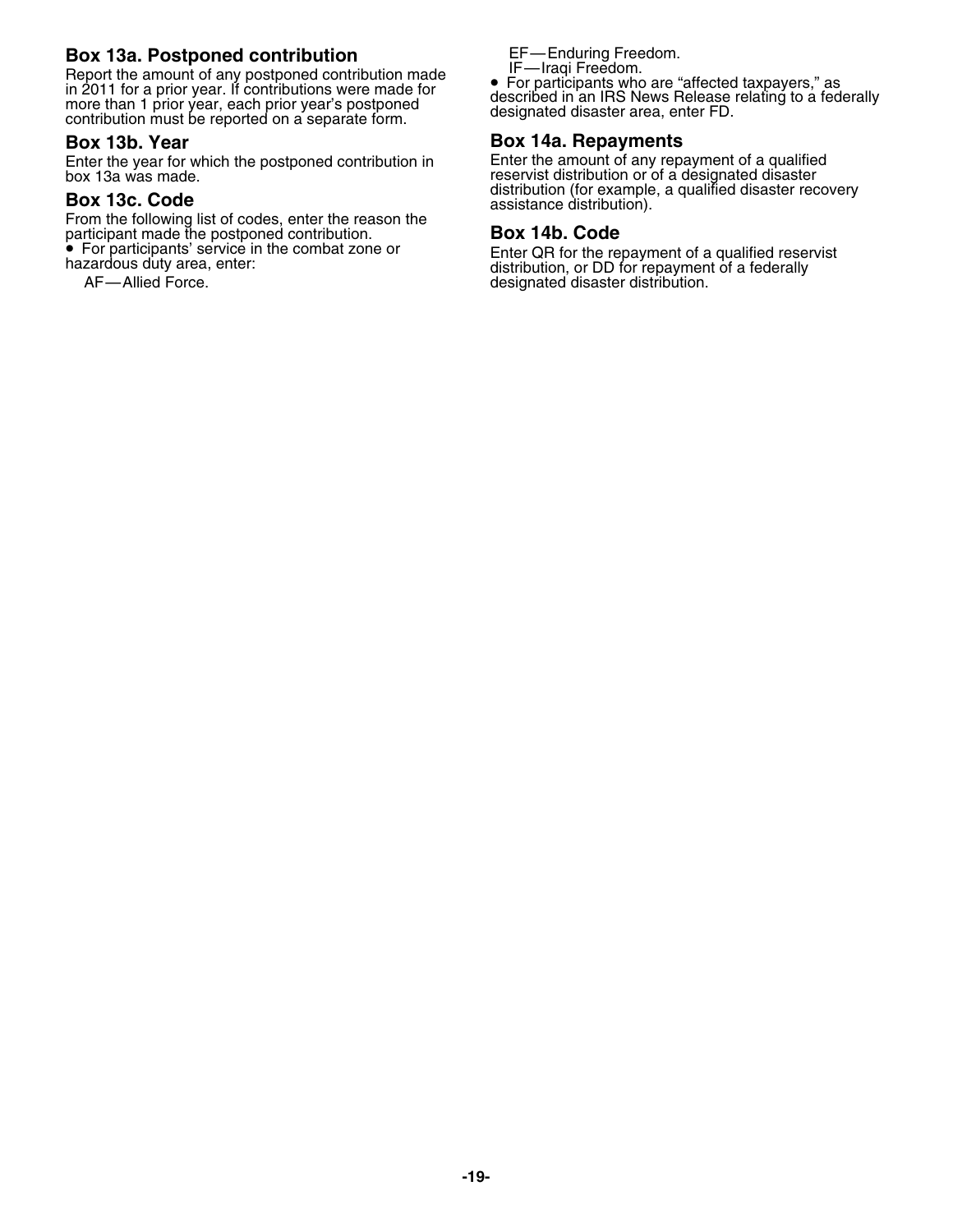### Box 13a. Postponed contribution

Report the amount of any postponed contribution made in 2011 for a prior year. If contributions were made for more than 1 prior year, each prior year's postponed contribution must be reported on a separate form.

### Box 13b. Year

Enter the year for which the postponed contribution in box 13a was made.

### Box 13c. Code

From the following list of codes, enter the reason the participant made the postponed contribution.

- For participants' service in the combat zone or hazardous duty area, enter:

  AF—Allied Force.

  EF—Enduring Freedom.

  IF—Iraqi Freedom.

- For participants who are "affected taxpayers," as described in an IRS News Release relating to a federally designated disaster area, enter FD.

### Box 14a. Repayments

Enter the amount of any repayment of a qualified reservist distribution or of a designated disaster distribution (for example, a qualified disaster recovery assistance distribution).

### Box 14b. Code

Enter QR for the repayment of a qualified reservist distribution, or DD for repayment of a federally designated disaster distribution.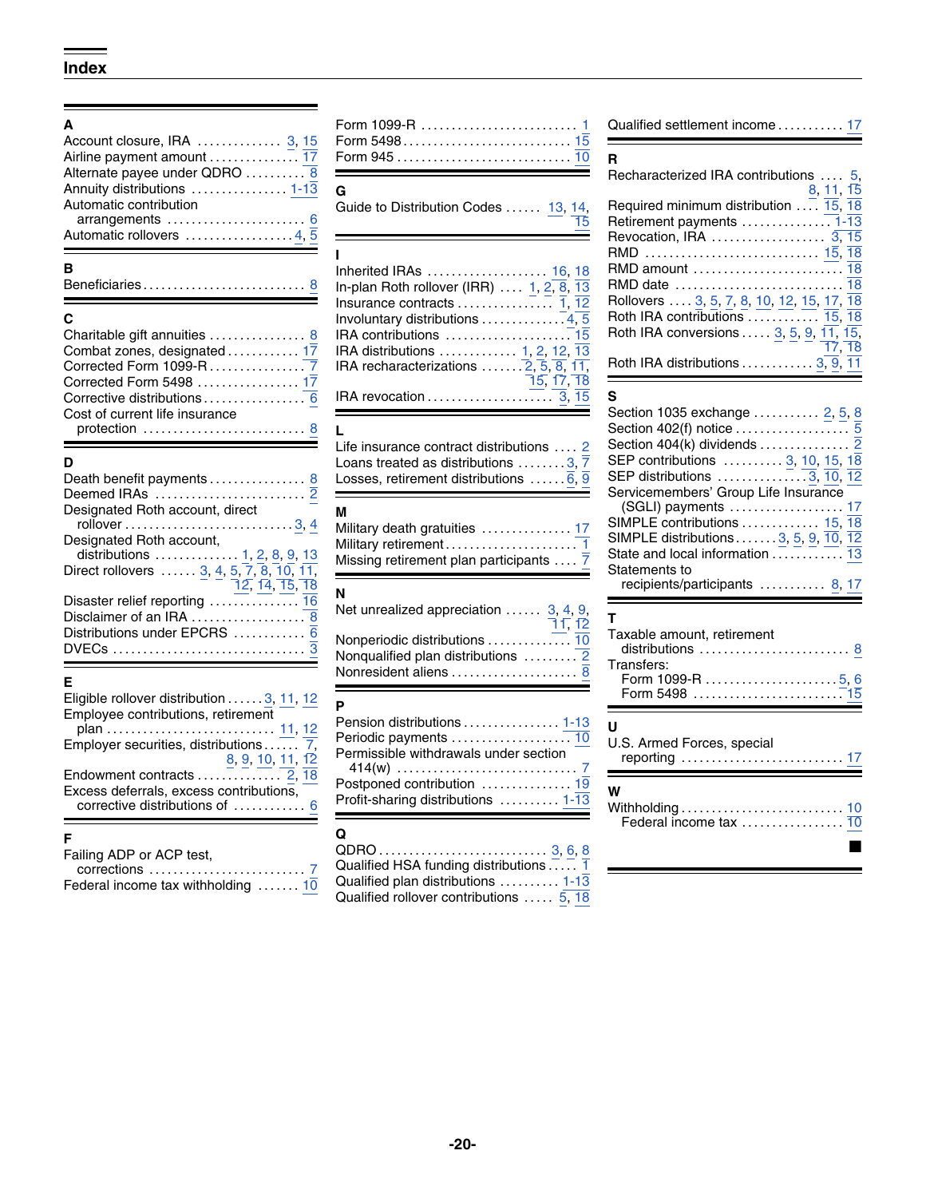## Index

**A**

Account closure, IRA .............. 3, 15
Airline payment amount ............... 17
Alternate payee under QDRO .......... 8
Annuity distributions ................ 1-13
Automatic contribution arrangements ........................ 6
Automatic rollovers .................. 4, 5

**B**

Beneficiaries ........................... 8

**C**

Charitable gift annuities ................ 8
Combat zones, designated ............ 17
Corrected Form 1099-R ................ 7
Corrected Form 5498 .................. 17
Corrective distributions ................ 6
Cost of current life insurance protection ............................ 8

**D**

Death benefit payments ................ 8
Deemed IRAs .......................... 2
Designated Roth account, direct rollover ............................ 3, 4
Designated Roth account, distributions .............. 1, 2, 8, 9, 13
Direct rollovers ...... 3, 4, 5, 7, 8, 10, 11, 12, 14, 15, 18
Disaster relief reporting ............... 16
Disclaimer of an IRA ................... 8
Distributions under EPCRS ............ 6
DVECs ................................ 3

**E**

Eligible rollover distribution ...... 3, 11, 12
Employee contributions, retirement plan ............................ 11, 12
Employer securities, distributions ...... 7, 8, 9, 10, 11, 12
Endowment contracts ............. 2, 18
Excess deferrals, excess contributions, corrective distributions of ............ 6

**F**

Failing ADP or ACP test, corrections .......................... 7
Federal income tax withholding ....... 10
Form 1099-R .......................... 1
Form 5498 ............................ 15
Form 945 ............................. 10

**G**

Guide to Distribution Codes ...... 13, 14, 15

**I**

Inherited IRAs .................... 16, 18
In-plan Roth rollover (IRR) .... 1, 2, 8, 13
Insurance contracts ................ 1, 12
Involuntary distributions ............. 4, 5
IRA contributions ..................... 15
IRA distributions ............. 1, 2, 12, 13
IRA recharacterizations ....... 2, 5, 8, 11, 15, 17, 18
IRA revocation ..................... 3, 15

**L**

Life insurance contract distributions .... 2
Loans treated as distributions ........ 3, 7
Losses, retirement distributions ...... 6, 9

**M**

Military death gratuities ............... 17
Military retirement ..................... 1
Missing retirement plan participants .... 7

**N**

Net unrealized appreciation ...... 3, 4, 9, 11, 12
Nonperiodic distributions ............. 10
Nonqualified plan distributions ......... 2
Nonresident aliens ..................... 8

**P**

Pension distributions ................ 1-13
Periodic payments .................... 10
Permissible withdrawals under section 414(w) ............................. 7
Postponed contribution ............... 19
Profit-sharing distributions .......... 1-13

**Q**

QDRO ........................... 3, 6, 8
Qualified HSA funding distributions ..... 1
Qualified plan distributions .......... 1-13
Qualified rollover contributions ..... 5, 18
Qualified settlement income ........... 17

**R**

Recharacterized IRA contributions .... 5, 8, 11, 15
Required minimum distribution .... 15, 18
Retirement payments .............. 1-13
Revocation, IRA .................. 3, 15
RMD ............................. 15, 18
RMD amount ......................... 18
RMD date ............................ 18
Rollovers .... 3, 5, 7, 8, 10, 12, 15, 17, 18
Roth IRA contributions ............ 15, 18
Roth IRA conversions ..... 3, 5, 9, 11, 15, 17, 18
Roth IRA distributions ............ 3, 9, 11

**S**

Section 1035 exchange ........... 2, 5, 8
Section 402(f) notice ................... 5
Section 404(k) dividends ............... 2
SEP contributions .......... 3, 10, 15, 18
SEP distributions ............... 3, 10, 12
Servicemembers' Group Life Insurance (SGLI) payments ................... 17
SIMPLE contributions ............. 15, 18
SIMPLE distributions ....... 3, 5, 9, 10, 12
State and local information ............ 13
Statements to recipients/participants ........... 8, 17

**T**

Taxable amount, retirement distributions .......................... 8
Transfers:
    Form 1099-R ...................... 5, 6
    Form 5498 ......................... 15

**U**

U.S. Armed Forces, special reporting ........................... 17

**W**

Withholding ........................... 10
    Federal income tax ................. 10

■